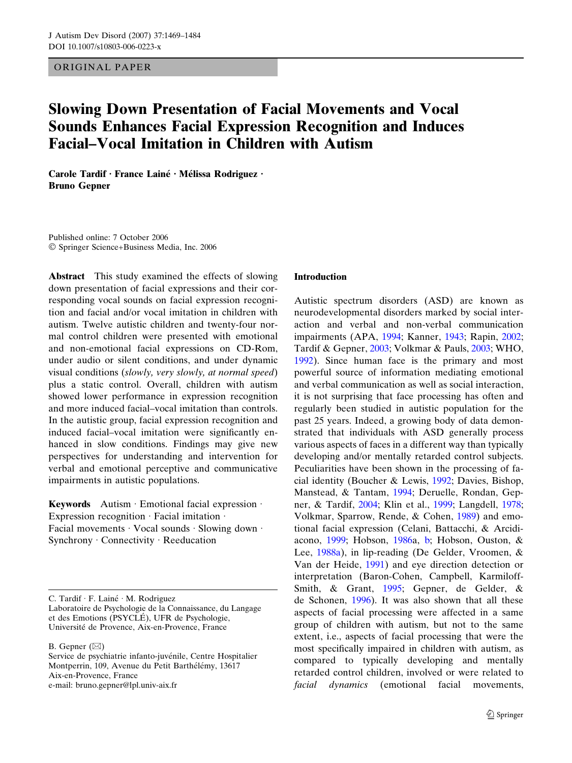ORIGINAL PAPER

# Slowing Down Presentation of Facial Movements and Vocal Sounds Enhances Facial Expression Recognition and Induces Facial–Vocal Imitation in Children with Autism

**Carole Tardif · France Lainé · Mélissa Rodriguez · Bruno Gepner**

Published online: 7 October 2006
© Springer Science+Business Media, Inc. 2006

**Abstract** This study examined the effects of slowing down presentation of facial expressions and their corresponding vocal sounds on facial expression recognition and facial and/or vocal imitation in children with autism. Twelve autistic children and twenty-four normal control children were presented with emotional and non-emotional facial expressions on CD-Rom, under audio or silent conditions, and under dynamic visual conditions (*slowly, very slowly, at normal speed*) plus a static control. Overall, children with autism showed lower performance in expression recognition and more induced facial–vocal imitation than controls. In the autistic group, facial expression recognition and induced facial–vocal imitation were significantly enhanced in slow conditions. Findings may give new perspectives for understanding and intervention for verbal and emotional perceptive and communicative impairments in autistic populations.

**Keywords** Autism · Emotional facial expression · Expression recognition · Facial imitation · Facial movements · Vocal sounds · Slowing down · Synchrony · Connectivity · Reeducation

C. Tardif · F. Lainé · M. Rodriguez
Laboratoire de Psychologie de la Connaissance, du Langage et des Emotions (PSYCLÉ), UFR de Psychologie, Université de Provence, Aix-en-Provence, France

B. Gepner (✉)
Service de psychiatrie infanto-juvénile, Centre Hospitalier Montperrin, 109, Avenue du Petit Barthélémy, 13617 Aix-en-Provence, France
e-mail: bruno.gepner@lpl.univ-aix.fr

## Introduction

Autistic spectrum disorders (ASD) are known as neurodevelopmental disorders marked by social interaction and verbal and non-verbal communication impairments (APA, 1994; Kanner, 1943; Rapin, 2002; Tardif & Gepner, 2003; Volkmar & Pauls, 2003; WHO, 1992). Since human face is the primary and most powerful source of information mediating emotional and verbal communication as well as social interaction, it is not surprising that face processing has often and regularly been studied in autistic population for the past 25 years. Indeed, a growing body of data demonstrated that individuals with ASD generally process various aspects of faces in a different way than typically developing and/or mentally retarded control subjects. Peculiarities have been shown in the processing of facial identity (Boucher & Lewis, 1992; Davies, Bishop, Manstead, & Tantam, 1994; Deruelle, Rondan, Gepner, & Tardif, 2004; Klin et al., 1999; Langdell, 1978; Volkmar, Sparrow, Rende, & Cohen, 1989) and emotional facial expression (Celani, Battacchi, & Arcidiacono, 1999; Hobson, 1986a, b; Hobson, Ouston, & Lee, 1988a), in lip-reading (De Gelder, Vroomen, & Van der Heide, 1991) and eye direction detection or interpretation (Baron-Cohen, Campbell, Karmiloff-Smith, & Grant, 1995; Gepner, de Gelder, & de Schonen, 1996). It was also shown that all these aspects of facial processing were affected in a same group of children with autism, but not to the same extent, i.e., aspects of facial processing that were the most specifically impaired in children with autism, as compared to typically developing and mentally retarded control children, involved or were related to *facial dynamics* (emotional facial movements,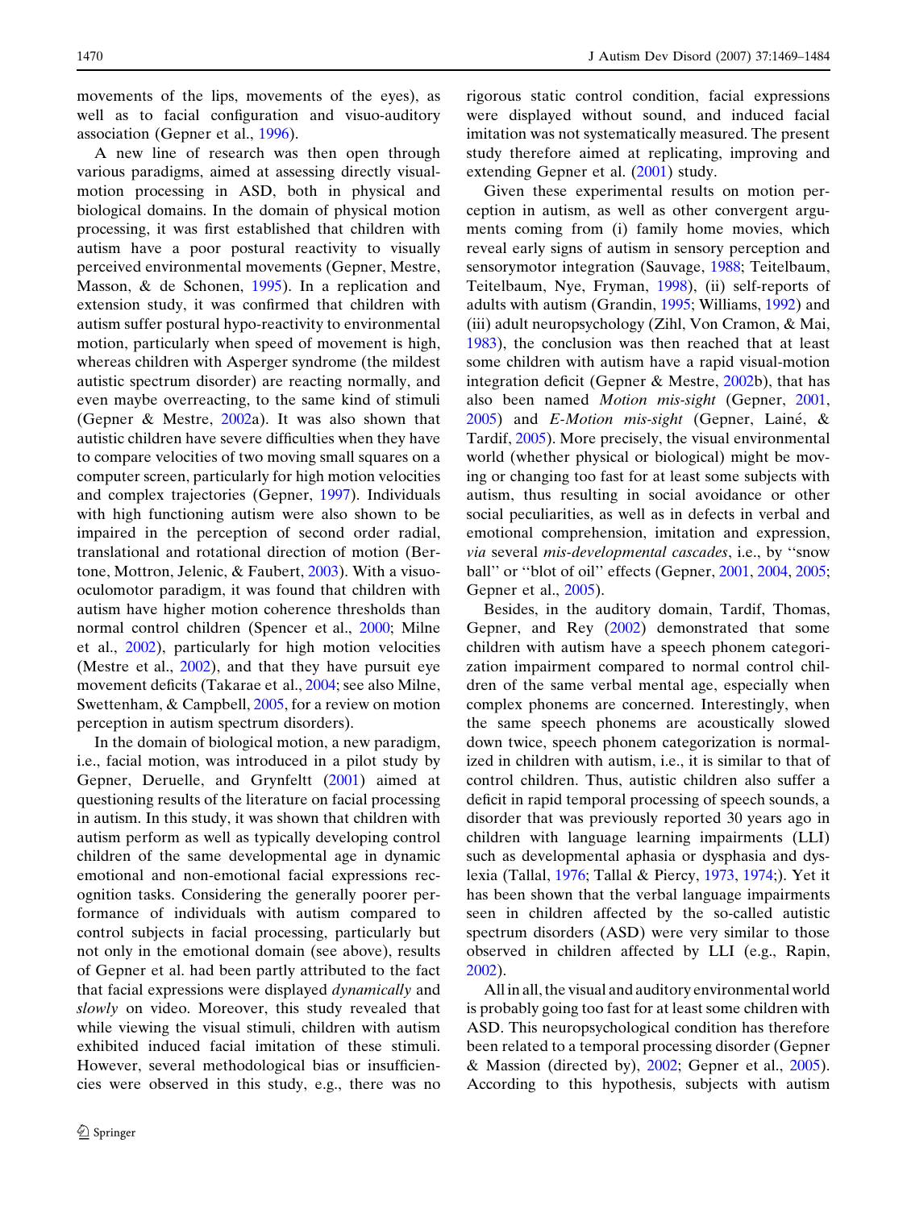movements of the lips, movements of the eyes), as well as to facial configuration and visuo-auditory association (Gepner et al., 1996).

A new line of research was then open through various paradigms, aimed at assessing directly visual-motion processing in ASD, both in physical and biological domains. In the domain of physical motion processing, it was first established that children with autism have a poor postural reactivity to visually perceived environmental movements (Gepner, Mestre, Masson, & de Schonen, 1995). In a replication and extension study, it was confirmed that children with autism suffer postural hypo-reactivity to environmental motion, particularly when speed of movement is high, whereas children with Asperger syndrome (the mildest autistic spectrum disorder) are reacting normally, and even maybe overreacting, to the same kind of stimuli (Gepner & Mestre, 2002a). It was also shown that autistic children have severe difficulties when they have to compare velocities of two moving small squares on a computer screen, particularly for high motion velocities and complex trajectories (Gepner, 1997). Individuals with high functioning autism were also shown to be impaired in the perception of second order radial, translational and rotational direction of motion (Bertone, Mottron, Jelenic, & Faubert, 2003). With a visuo-oculomotor paradigm, it was found that children with autism have higher motion coherence thresholds than normal control children (Spencer et al., 2000; Milne et al., 2002), particularly for high motion velocities (Mestre et al., 2002), and that they have pursuit eye movement deficits (Takarae et al., 2004; see also Milne, Swettenham, & Campbell, 2005, for a review on motion perception in autism spectrum disorders).

In the domain of biological motion, a new paradigm, i.e., facial motion, was introduced in a pilot study by Gepner, Deruelle, and Grynfeltt (2001) aimed at questioning results of the literature on facial processing in autism. In this study, it was shown that children with autism perform as well as typically developing control children of the same developmental age in dynamic emotional and non-emotional facial expressions recognition tasks. Considering the generally poorer performance of individuals with autism compared to control subjects in facial processing, particularly but not only in the emotional domain (see above), results of Gepner et al. had been partly attributed to the fact that facial expressions were displayed *dynamically* and *slowly* on video. Moreover, this study revealed that while viewing the visual stimuli, children with autism exhibited induced facial imitation of these stimuli. However, several methodological bias or insufficiencies were observed in this study, e.g., there was no rigorous static control condition, facial expressions were displayed without sound, and induced facial imitation was not systematically measured. The present study therefore aimed at replicating, improving and extending Gepner et al. (2001) study.

Given these experimental results on motion perception in autism, as well as other convergent arguments coming from (i) family home movies, which reveal early signs of autism in sensory perception and sensorymotor integration (Sauvage, 1988; Teitelbaum, Teitelbaum, Nye, Fryman, 1998), (ii) self-reports of adults with autism (Grandin, 1995; Williams, 1992) and (iii) adult neuropsychology (Zihl, Von Cramon, & Mai, 1983), the conclusion was then reached that at least some children with autism have a rapid visual-motion integration deficit (Gepner & Mestre, 2002b), that has also been named *Motion mis-sight* (Gepner, 2001, 2005) and *E-Motion mis-sight* (Gepner, Lainé, & Tardif, 2005). More precisely, the visual environmental world (whether physical or biological) might be moving or changing too fast for at least some subjects with autism, thus resulting in social avoidance or other social peculiarities, as well as in defects in verbal and emotional comprehension, imitation and expression, *via* several *mis-developmental cascades*, i.e., by ''snow ball'' or ''blot of oil'' effects (Gepner, 2001, 2004, 2005; Gepner et al., 2005).

Besides, in the auditory domain, Tardif, Thomas, Gepner, and Rey (2002) demonstrated that some children with autism have a speech phonem categorization impairment compared to normal control children of the same verbal mental age, especially when complex phonems are concerned. Interestingly, when the same speech phonems are acoustically slowed down twice, speech phonem categorization is normalized in children with autism, i.e., it is similar to that of control children. Thus, autistic children also suffer a deficit in rapid temporal processing of speech sounds, a disorder that was previously reported 30 years ago in children with language learning impairments (LLI) such as developmental aphasia or dysphasia and dyslexia (Tallal, 1976; Tallal & Piercy, 1973, 1974;). Yet it has been shown that the verbal language impairments seen in children affected by the so-called autistic spectrum disorders (ASD) were very similar to those observed in children affected by LLI (e.g., Rapin, 2002).

All in all, the visual and auditory environmental world is probably going too fast for at least some children with ASD. This neuropsychological condition has therefore been related to a temporal processing disorder (Gepner & Massion (directed by), 2002; Gepner et al., 2005). According to this hypothesis, subjects with autism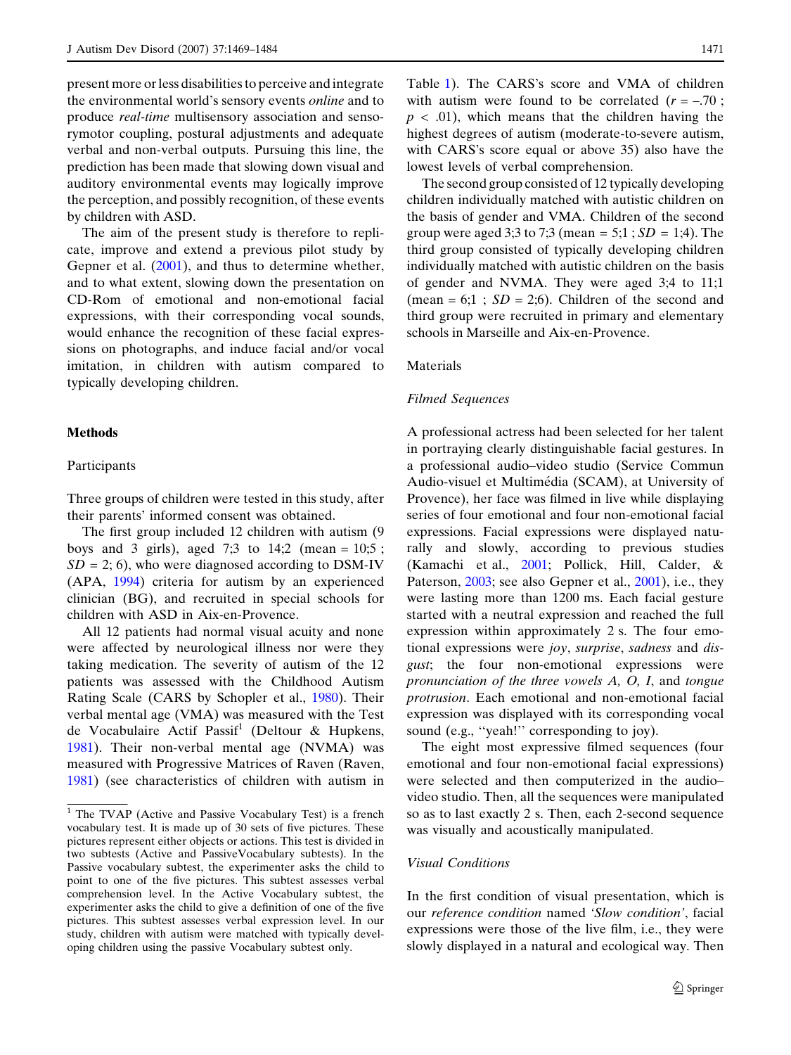present more or less disabilities to perceive and integrate the environmental world's sensory events *online* and to produce *real-time* multisensory association and sensorymotor coupling, postural adjustments and adequate verbal and non-verbal outputs. Pursuing this line, the prediction has been made that slowing down visual and auditory environmental events may logically improve the perception, and possibly recognition, of these events by children with ASD.

The aim of the present study is therefore to replicate, improve and extend a previous pilot study by Gepner et al. (2001), and thus to determine whether, and to what extent, slowing down the presentation on CD-Rom of emotional and non-emotional facial expressions, with their corresponding vocal sounds, would enhance the recognition of these facial expressions on photographs, and induce facial and/or vocal imitation, in children with autism compared to typically developing children.

## Methods

### Participants

Three groups of children were tested in this study, after their parents' informed consent was obtained.

The first group included 12 children with autism (9 boys and 3 girls), aged 7;3 to 14;2 (mean = 10;5 ; *SD* = 2; 6), who were diagnosed according to DSM-IV (APA, 1994) criteria for autism by an experienced clinician (BG), and recruited in special schools for children with ASD in Aix-en-Provence.

All 12 patients had normal visual acuity and none were affected by neurological illness nor were they taking medication. The severity of autism of the 12 patients was assessed with the Childhood Autism Rating Scale (CARS by Schopler et al., 1980). Their verbal mental age (VMA) was measured with the Test de Vocabulaire Actif Passif[1] (Deltour & Hupkens, 1981). Their non-verbal mental age (NVMA) was measured with Progressive Matrices of Raven (Raven, 1981) (see characteristics of children with autism in Table 1). The CARS's score and VMA of children with autism were found to be correlated ($r = -.70$ ; $p < .01$), which means that the children having the highest degrees of autism (moderate-to-severe autism, with CARS's score equal or above 35) also have the lowest levels of verbal comprehension.

The second group consisted of 12 typically developing children individually matched with autistic children on the basis of gender and VMA. Children of the second group were aged 3;3 to 7;3 (mean = 5;1 ; *SD* = 1;4). The third group consisted of typically developing children individually matched with autistic children on the basis of gender and NVMA. They were aged 3;4 to 11;1 (mean = 6;1 ; *SD* = 2;6). Children of the second and third group were recruited in primary and elementary schools in Marseille and Aix-en-Provence.

### Materials

#### Filmed Sequences

A professional actress had been selected for her talent in portraying clearly distinguishable facial gestures. In a professional audio–video studio (Service Commun Audio-visuel et Multimédia (SCAM), at University of Provence), her face was filmed in live while displaying series of four emotional and four non-emotional facial expressions. Facial expressions were displayed naturally and slowly, according to previous studies (Kamachi et al., 2001; Pollick, Hill, Calder, & Paterson, 2003; see also Gepner et al., 2001), i.e., they were lasting more than 1200 ms. Each facial gesture started with a neutral expression and reached the full expression within approximately 2 s. The four emotional expressions were *joy*, *surprise*, *sadness* and *disgust*; the four non-emotional expressions were *pronunciation of the three vowels A, O, I*, and *tongue protrusion*. Each emotional and non-emotional facial expression was displayed with its corresponding vocal sound (e.g., ''yeah!'' corresponding to joy).

The eight most expressive filmed sequences (four emotional and four non-emotional facial expressions) were selected and then computerized in the audio–video studio. Then, all the sequences were manipulated so as to last exactly 2 s. Then, each 2-second sequence was visually and acoustically manipulated.

#### Visual Conditions

In the first condition of visual presentation, which is our *reference condition* named *'Slow condition'*, facial expressions were those of the live film, i.e., they were slowly displayed in a natural and ecological way. Then

---

[1] The TVAP (Active and Passive Vocabulary Test) is a french vocabulary test. It is made up of 30 sets of five pictures. These pictures represent either objects or actions. This test is divided in two subtests (Active and PassiveVocabulary subtests). In the Passive vocabulary subtest, the experimenter asks the child to point to one of the five pictures. This subtest assesses verbal comprehension level. In the Active Vocabulary subtest, the experimenter asks the child to give a definition of one of the five pictures. This subtest assesses verbal expression level. In our study, children with autism were matched with typically developing children using the passive Vocabulary subtest only.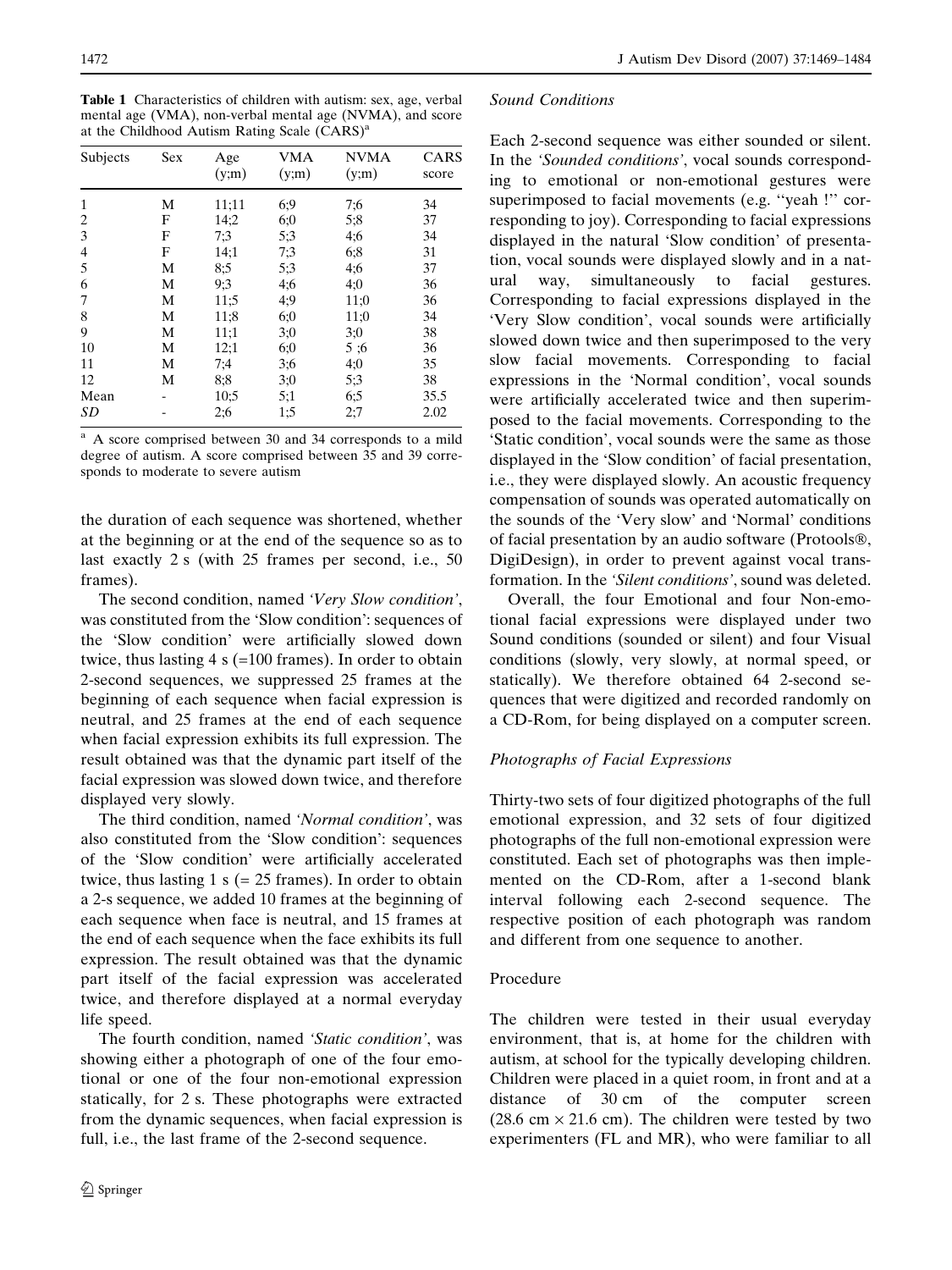**Table 1** Characteristics of children with autism: sex, age, verbal mental age (VMA), non-verbal mental age (NVMA), and score at the Childhood Autism Rating Scale (CARS)[a]

| Subjects | Sex | Age (y;m) | VMA (y;m) | NVMA (y;m) | CARS score |
|---|---|---|---|---|---|
| 1 | M | 11;11 | 6;9 | 7;6 | 34 |
| 2 | F | 14;2 | 6;0 | 5;8 | 37 |
| 3 | F | 7;3 | 5;3 | 4;6 | 34 |
| 4 | F | 14;1 | 7;3 | 6;8 | 31 |
| 5 | M | 8;5 | 5;3 | 4;6 | 37 |
| 6 | M | 9;3 | 4;6 | 4;0 | 36 |
| 7 | M | 11;5 | 4;9 | 11;0 | 36 |
| 8 | M | 11;8 | 6;0 | 11;0 | 34 |
| 9 | M | 11;1 | 3;0 | 3;0 | 38 |
| 10 | M | 12;1 | 6;0 | 5 ;6 | 36 |
| 11 | M | 7;4 | 3;6 | 4;0 | 35 |
| 12 | M | 8;8 | 3;0 | 5;3 | 38 |
| Mean | - | 10;5 | 5;1 | 6;5 | 35.5 |
| *SD* | - | 2;6 | 1;5 | 2;7 | 2.02 |

[a] A score comprised between 30 and 34 corresponds to a mild degree of autism. A score comprised between 35 and 39 corresponds to moderate to severe autism

the duration of each sequence was shortened, whether at the beginning or at the end of the sequence so as to last exactly 2 s (with 25 frames per second, i.e., 50 frames).

The second condition, named *'Very Slow condition'*, was constituted from the 'Slow condition': sequences of the 'Slow condition' were artificially slowed down twice, thus lasting 4 s (=100 frames). In order to obtain 2-second sequences, we suppressed 25 frames at the beginning of each sequence when facial expression is neutral, and 25 frames at the end of each sequence when facial expression exhibits its full expression. The result obtained was that the dynamic part itself of the facial expression was slowed down twice, and therefore displayed very slowly.

The third condition, named *'Normal condition'*, was also constituted from the 'Slow condition': sequences of the 'Slow condition' were artificially accelerated twice, thus lasting 1 s (= 25 frames). In order to obtain a 2-s sequence, we added 10 frames at the beginning of each sequence when face is neutral, and 15 frames at the end of each sequence when the face exhibits its full expression. The result obtained was that the dynamic part itself of the facial expression was accelerated twice, and therefore displayed at a normal everyday life speed.

The fourth condition, named *'Static condition'*, was showing either a photograph of one of the four emotional or one of the four non-emotional expression statically, for 2 s. These photographs were extracted from the dynamic sequences, when facial expression is full, i.e., the last frame of the 2-second sequence.

### *Sound Conditions*

Each 2-second sequence was either sounded or silent. In the *'Sounded conditions'*, vocal sounds corresponding to emotional or non-emotional gestures were superimposed to facial movements (e.g. "yeah !" corresponding to joy). Corresponding to facial expressions displayed in the natural 'Slow condition' of presentation, vocal sounds were displayed slowly and in a natural way, simultaneously to facial gestures. Corresponding to facial expressions displayed in the 'Very Slow condition', vocal sounds were artificially slowed down twice and then superimposed to the very slow facial movements. Corresponding to facial expressions in the 'Normal condition', vocal sounds were artificially accelerated twice and then superimposed to the facial movements. Corresponding to the 'Static condition', vocal sounds were the same as those displayed in the 'Slow condition' of facial presentation, i.e., they were displayed slowly. An acoustic frequency compensation of sounds was operated automatically on the sounds of the 'Very slow' and 'Normal' conditions of facial presentation by an audio software (Protools®, DigiDesign), in order to prevent against vocal transformation. In the *'Silent conditions'*, sound was deleted.

Overall, the four Emotional and four Non-emotional facial expressions were displayed under two Sound conditions (sounded or silent) and four Visual conditions (slowly, very slowly, at normal speed, or statically). We therefore obtained 64 2-second sequences that were digitized and recorded randomly on a CD-Rom, for being displayed on a computer screen.

### *Photographs of Facial Expressions*

Thirty-two sets of four digitized photographs of the full emotional expression, and 32 sets of four digitized photographs of the full non-emotional expression were constituted. Each set of photographs was then implemented on the CD-Rom, after a 1-second blank interval following each 2-second sequence. The respective position of each photograph was random and different from one sequence to another.

## Procedure

The children were tested in their usual everyday environment, that is, at home for the children with autism, at school for the typically developing children. Children were placed in a quiet room, in front and at a distance of 30 cm of the computer screen (28.6 cm × 21.6 cm). The children were tested by two experimenters (FL and MR), who were familiar to all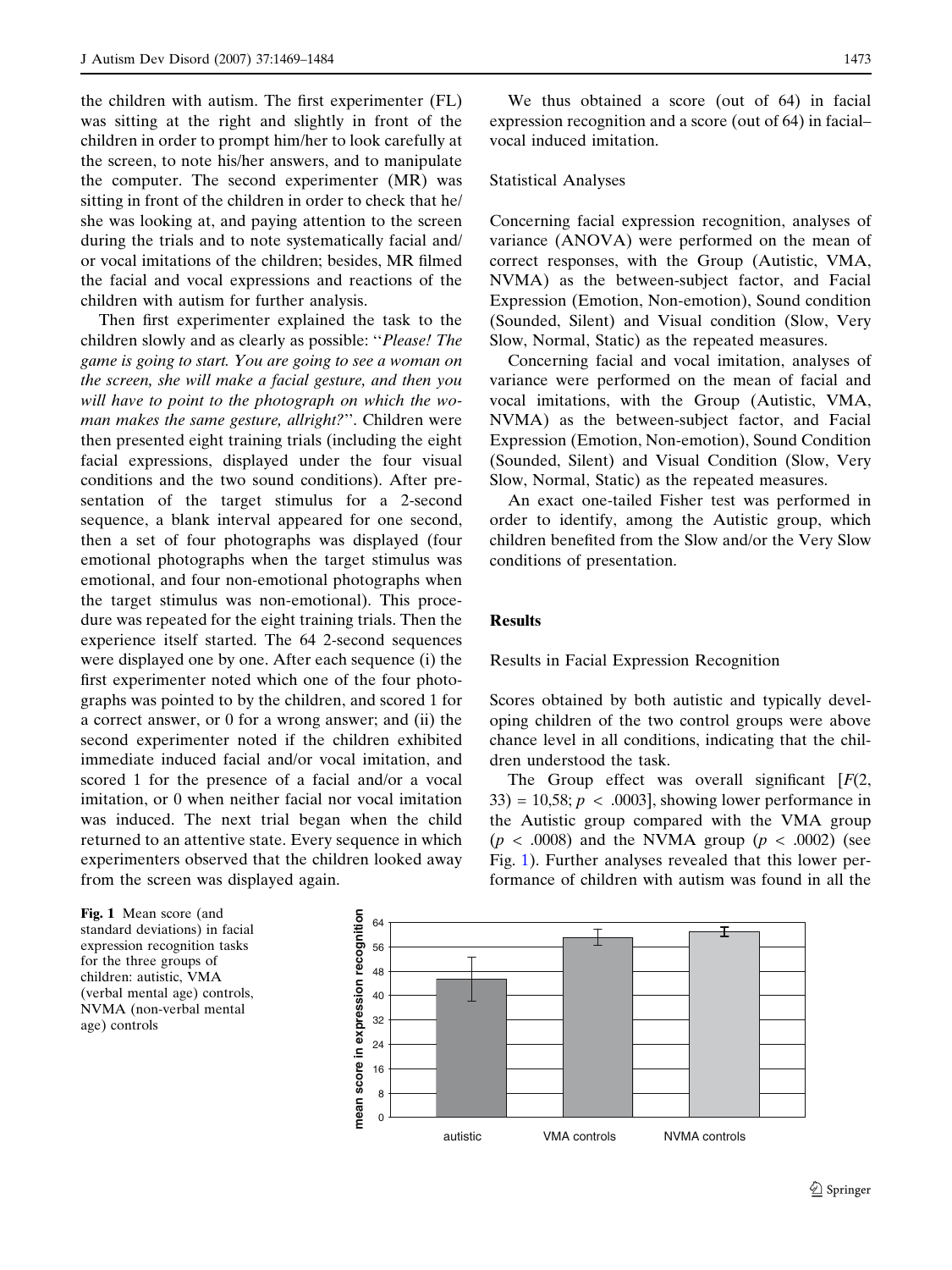the children with autism. The first experimenter (FL) was sitting at the right and slightly in front of the children in order to prompt him/her to look carefully at the screen, to note his/her answers, and to manipulate the computer. The second experimenter (MR) was sitting in front of the children in order to check that he/she was looking at, and paying attention to the screen during the trials and to note systematically facial and/or vocal imitations of the children; besides, MR filmed the facial and vocal expressions and reactions of the children with autism for further analysis.

Then first experimenter explained the task to the children slowly and as clearly as possible: ''*Please! The game is going to start. You are going to see a woman on the screen, she will make a facial gesture, and then you will have to point to the photograph on which the woman makes the same gesture, allright?*''. Children were then presented eight training trials (including the eight facial expressions, displayed under the four visual conditions and the two sound conditions). After presentation of the target stimulus for a 2-second sequence, a blank interval appeared for one second, then a set of four photographs was displayed (four emotional photographs when the target stimulus was emotional, and four non-emotional photographs when the target stimulus was non-emotional). This procedure was repeated for the eight training trials. Then the experience itself started. The 64 2-second sequences were displayed one by one. After each sequence (i) the first experimenter noted which one of the four photographs was pointed to by the children, and scored 1 for a correct answer, or 0 for a wrong answer; and (ii) the second experimenter noted if the children exhibited immediate induced facial and/or vocal imitation, and scored 1 for the presence of a facial and/or a vocal imitation, or 0 when neither facial nor vocal imitation was induced. The next trial began when the child returned to an attentive state. Every sequence in which experimenters observed that the children looked away from the screen was displayed again.

We thus obtained a score (out of 64) in facial expression recognition and a score (out of 64) in facial–vocal induced imitation.

### Statistical Analyses

Concerning facial expression recognition, analyses of variance (ANOVA) were performed on the mean of correct responses, with the Group (Autistic, VMA, NVMA) as the between-subject factor, and Facial Expression (Emotion, Non-emotion), Sound condition (Sounded, Silent) and Visual condition (Slow, Very Slow, Normal, Static) as the repeated measures.

Concerning facial and vocal imitation, analyses of variance were performed on the mean of facial and vocal imitations, with the Group (Autistic, VMA, NVMA) as the between-subject factor, and Facial Expression (Emotion, Non-emotion), Sound Condition (Sounded, Silent) and Visual Condition (Slow, Very Slow, Normal, Static) as the repeated measures.

An exact one-tailed Fisher test was performed in order to identify, among the Autistic group, which children benefited from the Slow and/or the Very Slow conditions of presentation.

## Results

### Results in Facial Expression Recognition

Scores obtained by both autistic and typically developing children of the two control groups were above chance level in all conditions, indicating that the children understood the task.

The Group effect was overall significant [$F(2, 33) = 10{,}58$; $p < .0003$], showing lower performance in the Autistic group compared with the VMA group ($p < .0008$) and the NVMA group ($p < .0002$) (see Fig. 1). Further analyses revealed that this lower performance of children with autism was found in all the

**Fig. 1** Mean score (and standard deviations) in facial expression recognition tasks for the three groups of children: autistic, VMA (verbal mental age) controls, NVMA (non-verbal mental age) controls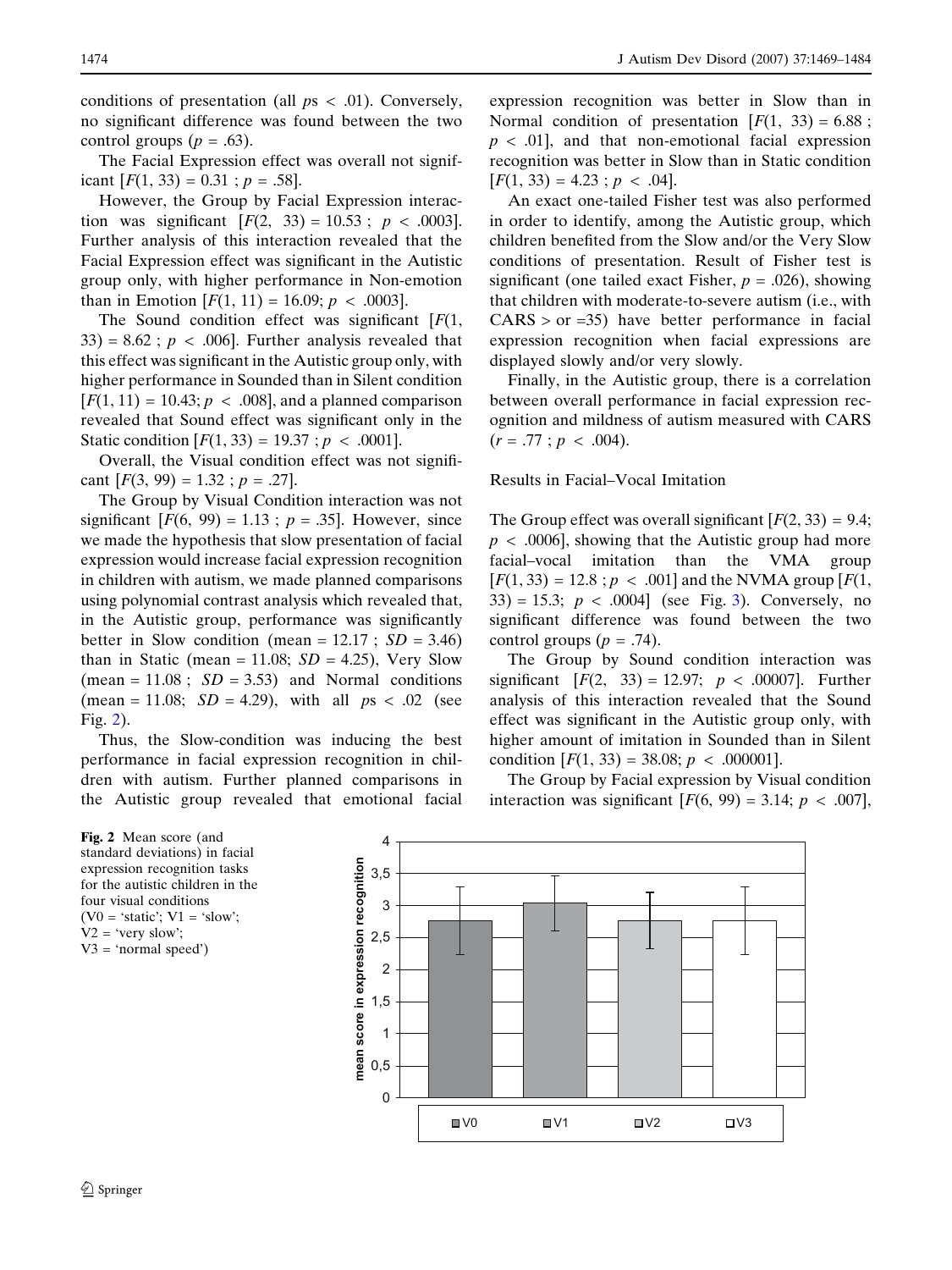conditions of presentation (all $ps < .01$). Conversely, no significant difference was found between the two control groups ($p = .63$).

The Facial Expression effect was overall not significant [$F(1, 33) = 0.31$ ; $p = .58$].

However, the Group by Facial Expression interaction was significant [$F(2, 33) = 10.53$ ; $p < .0003$]. Further analysis of this interaction revealed that the Facial Expression effect was significant in the Autistic group only, with higher performance in Non-emotion than in Emotion [$F(1, 11) = 16.09$; $p < .0003$].

The Sound condition effect was significant [$F(1, 33) = 8.62$ ; $p < .006$]. Further analysis revealed that this effect was significant in the Autistic group only, with higher performance in Sounded than in Silent condition [$F(1, 11) = 10.43$; $p < .008$], and a planned comparison revealed that Sound effect was significant only in the Static condition [$F(1, 33) = 19.37$ ; $p < .0001$].

Overall, the Visual condition effect was not significant [$F(3, 99) = 1.32$ ; $p = .27$].

The Group by Visual Condition interaction was not significant [$F(6, 99) = 1.13$ ; $p = .35$]. However, since we made the hypothesis that slow presentation of facial expression would increase facial expression recognition in children with autism, we made planned comparisons using polynomial contrast analysis which revealed that, in the Autistic group, performance was significantly better in Slow condition (mean = 12.17 ; $SD = 3.46$) than in Static (mean = 11.08; $SD = 4.25$), Very Slow (mean = 11.08 ; $SD = 3.53$) and Normal conditions (mean = 11.08; $SD = 4.29$), with all $ps < .02$ (see Fig. 2).

Thus, the Slow-condition was inducing the best performance in facial expression recognition in children with autism. Further planned comparisons in the Autistic group revealed that emotional facial expression recognition was better in Slow than in Normal condition of presentation [$F(1, 33) = 6.88$ ; $p < .01$], and that non-emotional facial expression recognition was better in Slow than in Static condition [$F(1, 33) = 4.23$ ; $p < .04$].

An exact one-tailed Fisher test was also performed in order to identify, among the Autistic group, which children benefited from the Slow and/or the Very Slow conditions of presentation. Result of Fisher test is significant (one tailed exact Fisher, $p = .026$), showing that children with moderate-to-severe autism (i.e., with CARS > or =35) have better performance in facial expression recognition when facial expressions are displayed slowly and/or very slowly.

Finally, in the Autistic group, there is a correlation between overall performance in facial expression recognition and mildness of autism measured with CARS ($r = .77$ ; $p < .004$).

### Results in Facial–Vocal Imitation

The Group effect was overall significant [$F(2, 33) = 9.4$; $p < .0006$], showing that the Autistic group had more facial–vocal imitation than the VMA group [$F(1, 33) = 12.8$ ; $p < .001$] and the NVMA group [$F(1, 33) = 15.3$; $p < .0004$] (see Fig. 3). Conversely, no significant difference was found between the two control groups ($p = .74$).

The Group by Sound condition interaction was significant [$F(2, 33) = 12.97$; $p < .00007$]. Further analysis of this interaction revealed that the Sound effect was significant in the Autistic group only, with higher amount of imitation in Sounded than in Silent condition [$F(1, 33) = 38.08$; $p < .000001$].

The Group by Facial expression by Visual condition interaction was significant [$F(6, 99) = 3.14$; $p < .007$],

**Fig. 2** Mean score (and standard deviations) in facial expression recognition tasks for the autistic children in the four visual conditions (V0 = 'static'; V1 = 'slow'; V2 = 'very slow'; V3 = 'normal speed')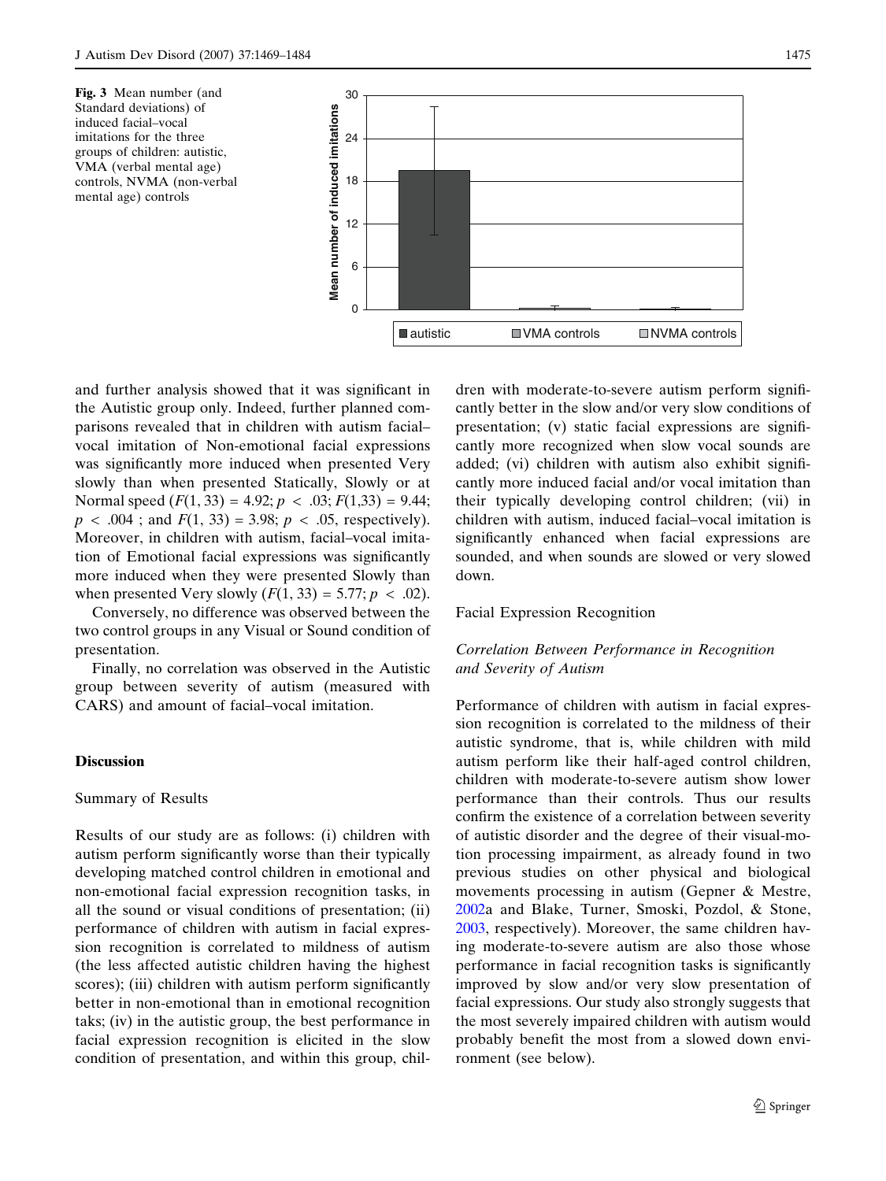Fig. 3 Mean number (and Standard deviations) of induced facial–vocal imitations for the three groups of children: autistic, VMA (verbal mental age) controls, NVMA (non-verbal mental age) controls

Mean number of induced imitations

30
24
18
12
6
0

autistic
VMA controls
NVMA controls

and further analysis showed that it was significant in the Autistic group only. Indeed, further planned comparisons revealed that in children with autism facial–vocal imitation of Non-emotional facial expressions was significantly more induced when presented Very slowly than when presented Statically, Slowly or at Normal speed ($F(1, 33) = 4.92$; $p < .03$; $F(1,33) = 9.44$; $p < .004$ ; and $F(1, 33) = 3.98$; $p < .05$, respectively). Moreover, in children with autism, facial–vocal imitation of Emotional facial expressions was significantly more induced when they were presented Slowly than when presented Very slowly ($F(1, 33) = 5.77$; $p < .02$).

Conversely, no difference was observed between the two control groups in any Visual or Sound condition of presentation.

Finally, no correlation was observed in the Autistic group between severity of autism (measured with CARS) and amount of facial–vocal imitation.

## Discussion

### Summary of Results

Results of our study are as follows: (i) children with autism perform significantly worse than their typically developing matched control children in emotional and non-emotional facial expression recognition tasks, in all the sound or visual conditions of presentation; (ii) performance of children with autism in facial expression recognition is correlated to mildness of autism (the less affected autistic children having the highest scores); (iii) children with autism perform significantly better in non-emotional than in emotional recognition taks; (iv) in the autistic group, the best performance in facial expression recognition is elicited in the slow condition of presentation, and within this group, children with moderate-to-severe autism perform significantly better in the slow and/or very slow conditions of presentation; (v) static facial expressions are significantly more recognized when slow vocal sounds are added; (vi) children with autism also exhibit significantly more induced facial and/or vocal imitation than their typically developing control children; (vii) in children with autism, induced facial–vocal imitation is significantly enhanced when facial expressions are sounded, and when sounds are slowed or very slowed down.

### Facial Expression Recognition

#### *Correlation Between Performance in Recognition and Severity of Autism*

Performance of children with autism in facial expression recognition is correlated to the mildness of their autistic syndrome, that is, while children with mild autism perform like their half-aged control children, children with moderate-to-severe autism show lower performance than their controls. Thus our results confirm the existence of a correlation between severity of autistic disorder and the degree of their visual-motion processing impairment, as already found in two previous studies on other physical and biological movements processing in autism (Gepner & Mestre, 2002a and Blake, Turner, Smoski, Pozdol, & Stone, 2003, respectively). Moreover, the same children having moderate-to-severe autism are also those whose performance in facial recognition tasks is significantly improved by slow and/or very slow presentation of facial expressions. Our study also strongly suggests that the most severely impaired children with autism would probably benefit the most from a slowed down environment (see below).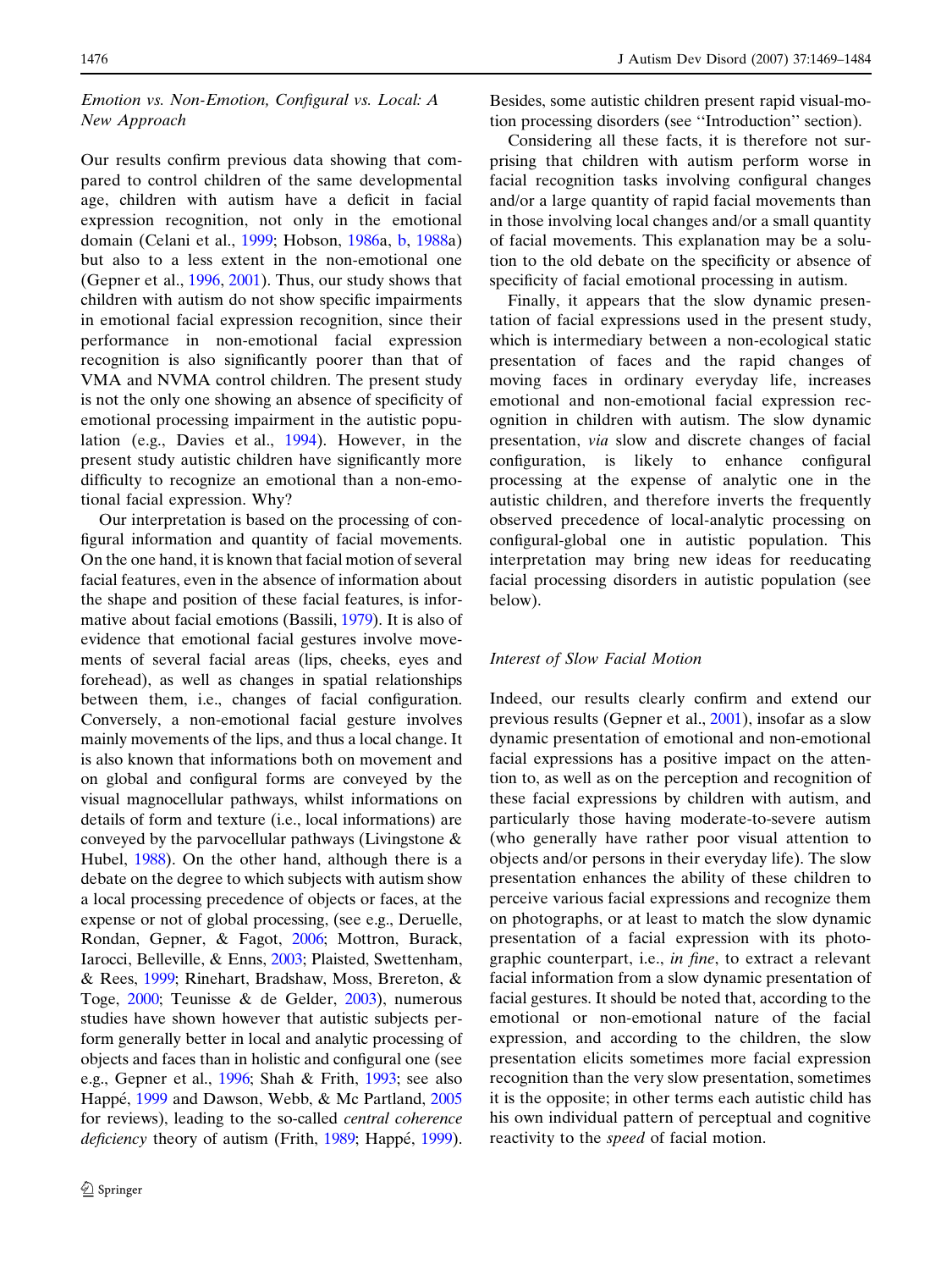### *Emotion vs. Non-Emotion, Configural vs. Local: A New Approach*

Our results confirm previous data showing that compared to control children of the same developmental age, children with autism have a deficit in facial expression recognition, not only in the emotional domain (Celani et al., 1999; Hobson, 1986a, b, 1988a) but also to a less extent in the non-emotional one (Gepner et al., 1996, 2001). Thus, our study shows that children with autism do not show specific impairments in emotional facial expression recognition, since their performance in non-emotional facial expression recognition is also significantly poorer than that of VMA and NVMA control children. The present study is not the only one showing an absence of specificity of emotional processing impairment in the autistic population (e.g., Davies et al., 1994). However, in the present study autistic children have significantly more difficulty to recognize an emotional than a non-emotional facial expression. Why?

Our interpretation is based on the processing of configural information and quantity of facial movements. On the one hand, it is known that facial motion of several facial features, even in the absence of information about the shape and position of these facial features, is informative about facial emotions (Bassili, 1979). It is also of evidence that emotional facial gestures involve movements of several facial areas (lips, cheeks, eyes and forehead), as well as changes in spatial relationships between them, i.e., changes of facial configuration. Conversely, a non-emotional facial gesture involves mainly movements of the lips, and thus a local change. It is also known that informations both on movement and on global and configural forms are conveyed by the visual magnocellular pathways, whilst informations on details of form and texture (i.e., local informations) are conveyed by the parvocellular pathways (Livingstone & Hubel, 1988). On the other hand, although there is a debate on the degree to which subjects with autism show a local processing precedence of objects or faces, at the expense or not of global processing, (see e.g., Deruelle, Rondan, Gepner, & Fagot, 2006; Mottron, Burack, Iarocci, Belleville, & Enns, 2003; Plaisted, Swettenham, & Rees, 1999; Rinehart, Bradshaw, Moss, Brereton, & Toge, 2000; Teunisse & de Gelder, 2003), numerous studies have shown however that autistic subjects perform generally better in local and analytic processing of objects and faces than in holistic and configural one (see e.g., Gepner et al., 1996; Shah & Frith, 1993; see also Happé, 1999 and Dawson, Webb, & Mc Partland, 2005 for reviews), leading to the so-called *central coherence deficiency* theory of autism (Frith, 1989; Happé, 1999). Besides, some autistic children present rapid visual-motion processing disorders (see ''Introduction'' section).

Considering all these facts, it is therefore not surprising that children with autism perform worse in facial recognition tasks involving configural changes and/or a large quantity of rapid facial movements than in those involving local changes and/or a small quantity of facial movements. This explanation may be a solution to the old debate on the specificity or absence of specificity of facial emotional processing in autism.

Finally, it appears that the slow dynamic presentation of facial expressions used in the present study, which is intermediary between a non-ecological static presentation of faces and the rapid changes of moving faces in ordinary everyday life, increases emotional and non-emotional facial expression recognition in children with autism. The slow dynamic presentation, *via* slow and discrete changes of facial configuration, is likely to enhance configural processing at the expense of analytic one in the autistic children, and therefore inverts the frequently observed precedence of local-analytic processing on configural-global one in autistic population. This interpretation may bring new ideas for reeducating facial processing disorders in autistic population (see below).

### *Interest of Slow Facial Motion*

Indeed, our results clearly confirm and extend our previous results (Gepner et al., 2001), insofar as a slow dynamic presentation of emotional and non-emotional facial expressions has a positive impact on the attention to, as well as on the perception and recognition of these facial expressions by children with autism, and particularly those having moderate-to-severe autism (who generally have rather poor visual attention to objects and/or persons in their everyday life). The slow presentation enhances the ability of these children to perceive various facial expressions and recognize them on photographs, or at least to match the slow dynamic presentation of a facial expression with its photographic counterpart, i.e., *in fine*, to extract a relevant facial information from a slow dynamic presentation of facial gestures. It should be noted that, according to the emotional or non-emotional nature of the facial expression, and according to the children, the slow presentation elicits sometimes more facial expression recognition than the very slow presentation, sometimes it is the opposite; in other terms each autistic child has his own individual pattern of perceptual and cognitive reactivity to the *speed* of facial motion.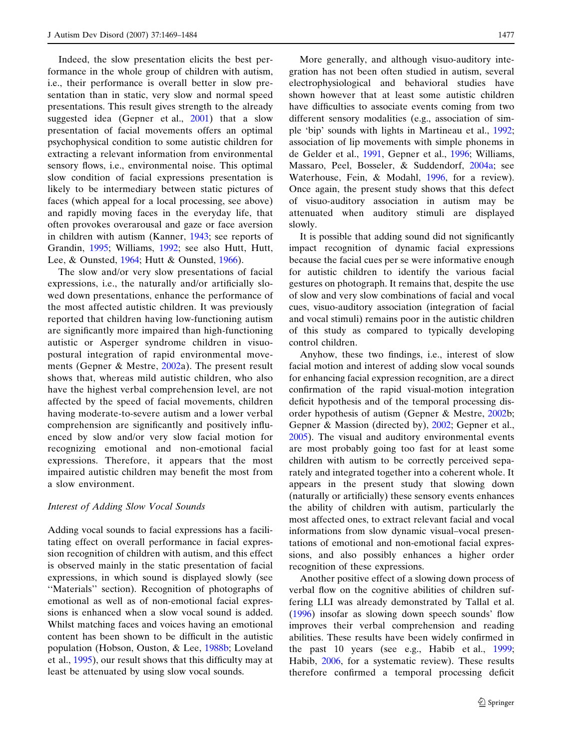Indeed, the slow presentation elicits the best performance in the whole group of children with autism, i.e., their performance is overall better in slow presentation than in static, very slow and normal speed presentations. This result gives strength to the already suggested idea (Gepner et al., 2001) that a slow presentation of facial movements offers an optimal psychophysical condition to some autistic children for extracting a relevant information from environmental sensory flows, i.e., environmental noise. This optimal slow condition of facial expressions presentation is likely to be intermediary between static pictures of faces (which appeal for a local processing, see above) and rapidly moving faces in the everyday life, that often provokes overarousal and gaze or face aversion in children with autism (Kanner, 1943; see reports of Grandin, 1995; Williams, 1992; see also Hutt, Hutt, Lee, & Ounsted, 1964; Hutt & Ounsted, 1966).

The slow and/or very slow presentations of facial expressions, i.e., the naturally and/or artificially slowed down presentations, enhance the performance of the most affected autistic children. It was previously reported that children having low-functioning autism are significantly more impaired than high-functioning autistic or Asperger syndrome children in visuo-postural integration of rapid environmental movements (Gepner & Mestre, 2002a). The present result shows that, whereas mild autistic children, who also have the highest verbal comprehension level, are not affected by the speed of facial movements, children having moderate-to-severe autism and a lower verbal comprehension are significantly and positively influenced by slow and/or very slow facial motion for recognizing emotional and non-emotional facial expressions. Therefore, it appears that the most impaired autistic children may benefit the most from a slow environment.

*Interest of Adding Slow Vocal Sounds*

Adding vocal sounds to facial expressions has a facilitating effect on overall performance in facial expression recognition of children with autism, and this effect is observed mainly in the static presentation of facial expressions, in which sound is displayed slowly (see "Materials" section). Recognition of photographs of emotional as well as of non-emotional facial expressions is enhanced when a slow vocal sound is added. Whilst matching faces and voices having an emotional content has been shown to be difficult in the autistic population (Hobson, Ouston, & Lee, 1988b; Loveland et al., 1995), our result shows that this difficulty may at least be attenuated by using slow vocal sounds.

More generally, and although visuo-auditory integration has not been often studied in autism, several electrophysiological and behavioral studies have shown however that at least some autistic children have difficulties to associate events coming from two different sensory modalities (e.g., association of simple 'bip' sounds with lights in Martineau et al., 1992; association of lip movements with simple phonems in de Gelder et al., 1991, Gepner et al., 1996; Williams, Massaro, Peel, Bosseler, & Suddendorf, 2004a; see Waterhouse, Fein, & Modahl, 1996, for a review). Once again, the present study shows that this defect of visuo-auditory association in autism may be attenuated when auditory stimuli are displayed slowly.

It is possible that adding sound did not significantly impact recognition of dynamic facial expressions because the facial cues per se were informative enough for autistic children to identify the various facial gestures on photograph. It remains that, despite the use of slow and very slow combinations of facial and vocal cues, visuo-auditory association (integration of facial and vocal stimuli) remains poor in the autistic children of this study as compared to typically developing control children.

Anyhow, these two findings, i.e., interest of slow facial motion and interest of adding slow vocal sounds for enhancing facial expression recognition, are a direct confirmation of the rapid visual-motion integration deficit hypothesis and of the temporal processing disorder hypothesis of autism (Gepner & Mestre, 2002b; Gepner & Massion (directed by), 2002; Gepner et al., 2005). The visual and auditory environmental events are most probably going too fast for at least some children with autism to be correctly perceived separately and integrated together into a coherent whole. It appears in the present study that slowing down (naturally or artificially) these sensory events enhances the ability of children with autism, particularly the most affected ones, to extract relevant facial and vocal informations from slow dynamic visual–vocal presentations of emotional and non-emotional facial expressions, and also possibly enhances a higher order recognition of these expressions.

Another positive effect of a slowing down process of verbal flow on the cognitive abilities of children suffering LLI was already demonstrated by Tallal et al. (1996) insofar as slowing down speech sounds' flow improves their verbal comprehension and reading abilities. These results have been widely confirmed in the past 10 years (see e.g., Habib et al., 1999; Habib, 2006, for a systematic review). These results therefore confirmed a temporal processing deficit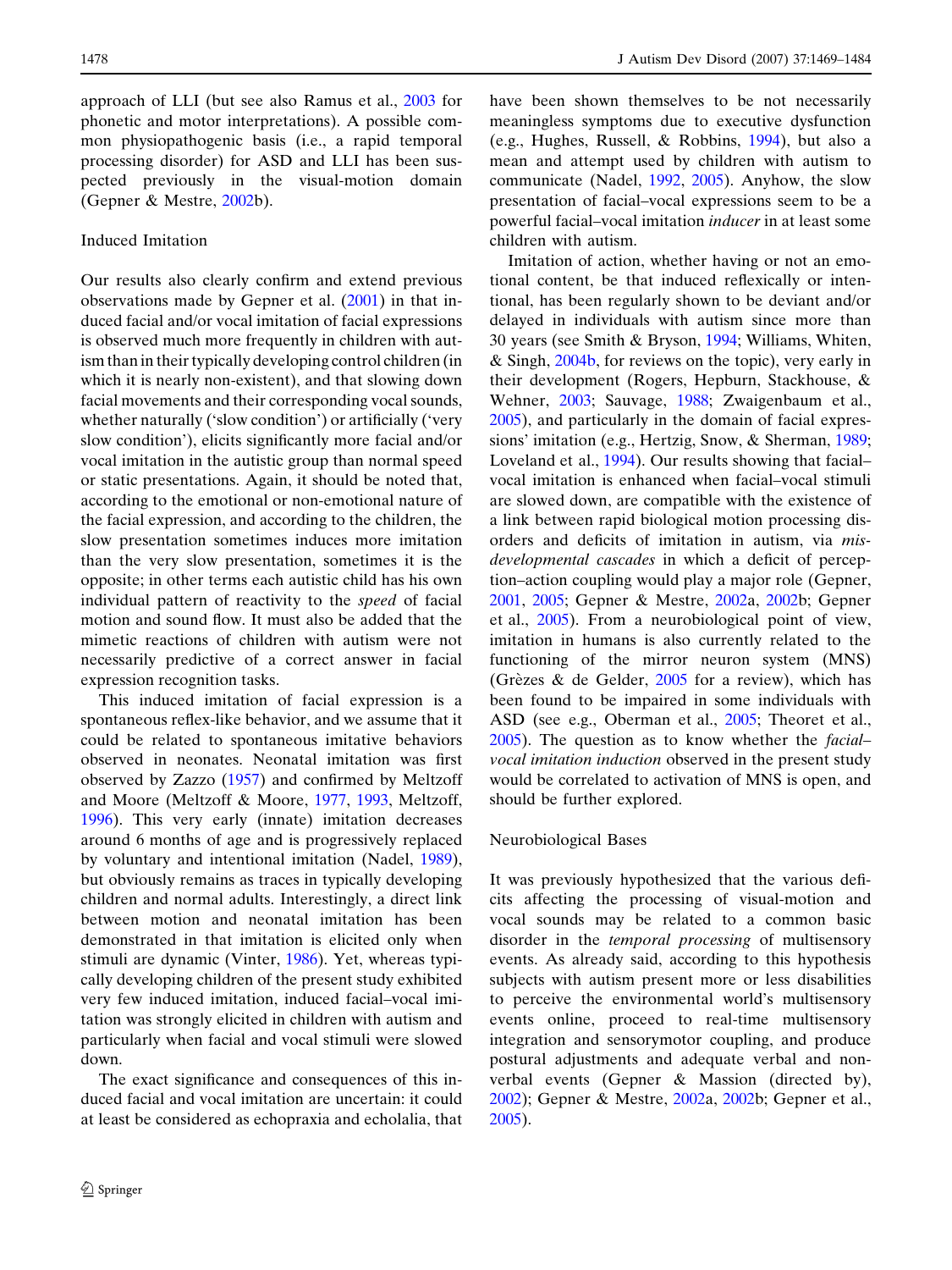approach of LLI (but see also Ramus et al., 2003 for phonetic and motor interpretations). A possible common physiopathogenic basis (i.e., a rapid temporal processing disorder) for ASD and LLI has been suspected previously in the visual-motion domain (Gepner & Mestre, 2002b).

### Induced Imitation

Our results also clearly confirm and extend previous observations made by Gepner et al. (2001) in that induced facial and/or vocal imitation of facial expressions is observed much more frequently in children with autism than in their typically developing control children (in which it is nearly non-existent), and that slowing down facial movements and their corresponding vocal sounds, whether naturally ('slow condition') or artificially ('very slow condition'), elicits significantly more facial and/or vocal imitation in the autistic group than normal speed or static presentations. Again, it should be noted that, according to the emotional or non-emotional nature of the facial expression, and according to the children, the slow presentation sometimes induces more imitation than the very slow presentation, sometimes it is the opposite; in other terms each autistic child has his own individual pattern of reactivity to the *speed* of facial motion and sound flow. It must also be added that the mimetic reactions of children with autism were not necessarily predictive of a correct answer in facial expression recognition tasks.

This induced imitation of facial expression is a spontaneous reflex-like behavior, and we assume that it could be related to spontaneous imitative behaviors observed in neonates. Neonatal imitation was first observed by Zazzo (1957) and confirmed by Meltzoff and Moore (Meltzoff & Moore, 1977, 1993, Meltzoff, 1996). This very early (innate) imitation decreases around 6 months of age and is progressively replaced by voluntary and intentional imitation (Nadel, 1989), but obviously remains as traces in typically developing children and normal adults. Interestingly, a direct link between motion and neonatal imitation has been demonstrated in that imitation is elicited only when stimuli are dynamic (Vinter, 1986). Yet, whereas typically developing children of the present study exhibited very few induced imitation, induced facial–vocal imitation was strongly elicited in children with autism and particularly when facial and vocal stimuli were slowed down.

The exact significance and consequences of this induced facial and vocal imitation are uncertain: it could at least be considered as echopraxia and echolalia, that have been shown themselves to be not necessarily meaningless symptoms due to executive dysfunction (e.g., Hughes, Russell, & Robbins, 1994), but also a mean and attempt used by children with autism to communicate (Nadel, 1992, 2005). Anyhow, the slow presentation of facial–vocal expressions seem to be a powerful facial–vocal imitation *inducer* in at least some children with autism.

Imitation of action, whether having or not an emotional content, be that induced reflexically or intentional, has been regularly shown to be deviant and/or delayed in individuals with autism since more than 30 years (see Smith & Bryson, 1994; Williams, Whiten, & Singh, 2004b, for reviews on the topic), very early in their development (Rogers, Hepburn, Stackhouse, & Wehner, 2003; Sauvage, 1988; Zwaigenbaum et al., 2005), and particularly in the domain of facial expressions' imitation (e.g., Hertzig, Snow, & Sherman, 1989; Loveland et al., 1994). Our results showing that facial–vocal imitation is enhanced when facial–vocal stimuli are slowed down, are compatible with the existence of a link between rapid biological motion processing disorders and deficits of imitation in autism, via *mis-developmental cascades* in which a deficit of perception–action coupling would play a major role (Gepner, 2001, 2005; Gepner & Mestre, 2002a, 2002b; Gepner et al., 2005). From a neurobiological point of view, imitation in humans is also currently related to the functioning of the mirror neuron system (MNS) (Grèzes & de Gelder, 2005 for a review), which has been found to be impaired in some individuals with ASD (see e.g., Oberman et al., 2005; Theoret et al., 2005). The question as to know whether the *facial–vocal imitation induction* observed in the present study would be correlated to activation of MNS is open, and should be further explored.

### Neurobiological Bases

It was previously hypothesized that the various deficits affecting the processing of visual-motion and vocal sounds may be related to a common basic disorder in the *temporal processing* of multisensory events. As already said, according to this hypothesis subjects with autism present more or less disabilities to perceive the environmental world's multisensory events online, proceed to real-time multisensory integration and sensorymotor coupling, and produce postural adjustments and adequate verbal and non-verbal events (Gepner & Massion (directed by), 2002); Gepner & Mestre, 2002a, 2002b; Gepner et al., 2005).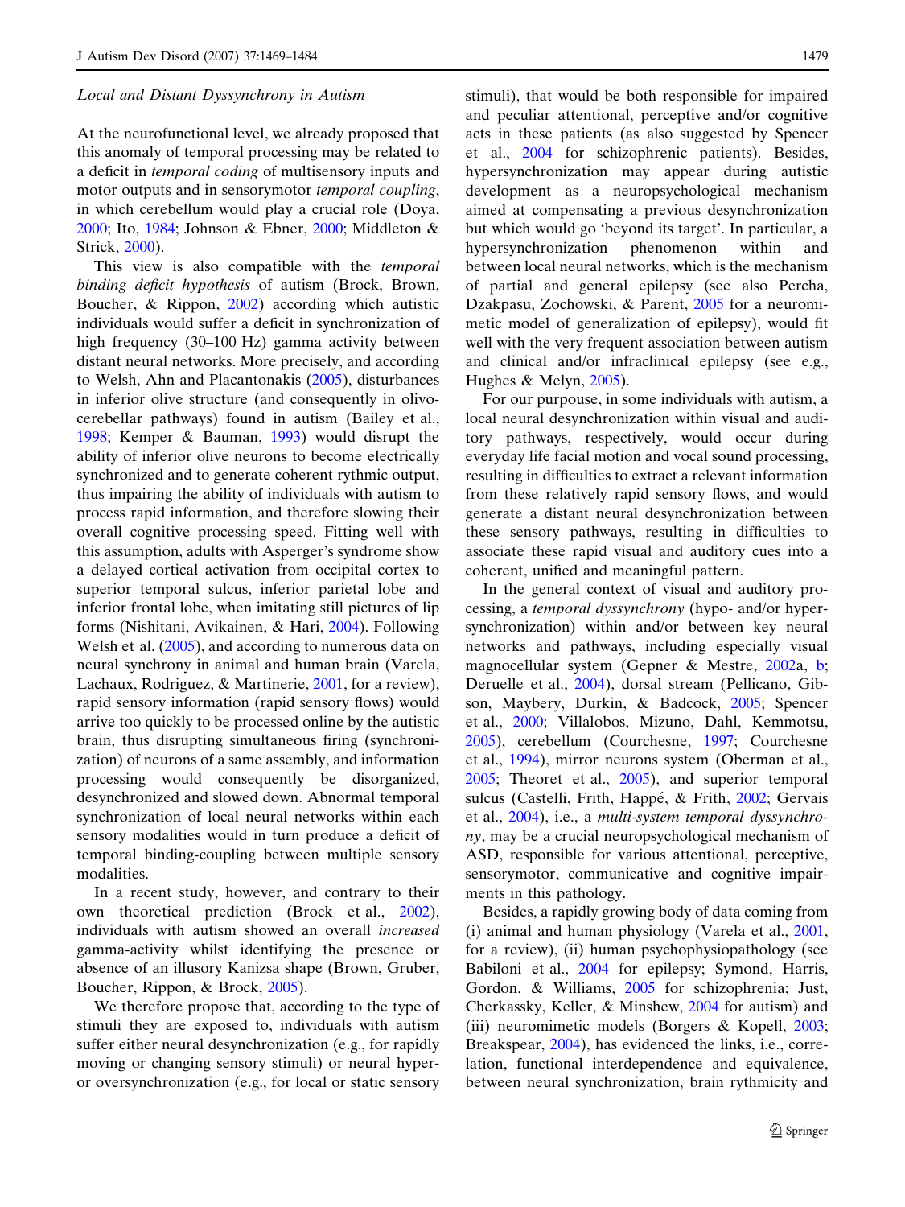*Local and Distant Dyssynchrony in Autism*

At the neurofunctional level, we already proposed that this anomaly of temporal processing may be related to a deficit in *temporal coding* of multisensory inputs and motor outputs and in sensorymotor *temporal coupling*, in which cerebellum would play a crucial role (Doya, 2000; Ito, 1984; Johnson & Ebner, 2000; Middleton & Strick, 2000).

This view is also compatible with the *temporal binding deficit hypothesis* of autism (Brock, Brown, Boucher, & Rippon, 2002) according which autistic individuals would suffer a deficit in synchronization of high frequency (30–100 Hz) gamma activity between distant neural networks. More precisely, and according to Welsh, Ahn and Placantonakis (2005), disturbances in inferior olive structure (and consequently in olivo-cerebellar pathways) found in autism (Bailey et al., 1998; Kemper & Bauman, 1993) would disrupt the ability of inferior olive neurons to become electrically synchronized and to generate coherent rythmic output, thus impairing the ability of individuals with autism to process rapid information, and therefore slowing their overall cognitive processing speed. Fitting well with this assumption, adults with Asperger's syndrome show a delayed cortical activation from occipital cortex to superior temporal sulcus, inferior parietal lobe and inferior frontal lobe, when imitating still pictures of lip forms (Nishitani, Avikainen, & Hari, 2004). Following Welsh et al. (2005), and according to numerous data on neural synchrony in animal and human brain (Varela, Lachaux, Rodriguez, & Martinerie, 2001, for a review), rapid sensory information (rapid sensory flows) would arrive too quickly to be processed online by the autistic brain, thus disrupting simultaneous firing (synchronization) of neurons of a same assembly, and information processing would consequently be disorganized, desynchronized and slowed down. Abnormal temporal synchronization of local neural networks within each sensory modalities would in turn produce a deficit of temporal binding-coupling between multiple sensory modalities.

In a recent study, however, and contrary to their own theoretical prediction (Brock et al., 2002), individuals with autism showed an overall *increased* gamma-activity whilst identifying the presence or absence of an illusory Kanizsa shape (Brown, Gruber, Boucher, Rippon, & Brock, 2005).

We therefore propose that, according to the type of stimuli they are exposed to, individuals with autism suffer either neural desynchronization (e.g., for rapidly moving or changing sensory stimuli) or neural hyper- or oversynchronization (e.g., for local or static sensory stimuli), that would be both responsible for impaired and peculiar attentional, perceptive and/or cognitive acts in these patients (as also suggested by Spencer et al., 2004 for schizophrenic patients). Besides, hypersynchronization may appear during autistic development as a neuropsychological mechanism aimed at compensating a previous desynchronization but which would go 'beyond its target'. In particular, a hypersynchronization phenomenon within and between local neural networks, which is the mechanism of partial and general epilepsy (see also Percha, Dzakpasu, Zochowski, & Parent, 2005 for a neuromimetic model of generalization of epilepsy), would fit well with the very frequent association between autism and clinical and/or infraclinical epilepsy (see e.g., Hughes & Melyn, 2005).

For our purpouse, in some individuals with autism, a local neural desynchronization within visual and auditory pathways, respectively, would occur during everyday life facial motion and vocal sound processing, resulting in difficulties to extract a relevant information from these relatively rapid sensory flows, and would generate a distant neural desynchronization between these sensory pathways, resulting in difficulties to associate these rapid visual and auditory cues into a coherent, unified and meaningful pattern.

In the general context of visual and auditory processing, a *temporal dyssynchrony* (hypo- and/or hyper-synchronization) within and/or between key neural networks and pathways, including especially visual magnocellular system (Gepner & Mestre, 2002a, b; Deruelle et al., 2004), dorsal stream (Pellicano, Gibson, Maybery, Durkin, & Badcock, 2005; Spencer et al., 2000; Villalobos, Mizuno, Dahl, Kemmotsu, 2005), cerebellum (Courchesne, 1997; Courchesne et al., 1994), mirror neurons system (Oberman et al., 2005; Theoret et al., 2005), and superior temporal sulcus (Castelli, Frith, Happé, & Frith, 2002; Gervais et al., 2004), i.e., a *multi-system temporal dyssynchrony*, may be a crucial neuropsychological mechanism of ASD, responsible for various attentional, perceptive, sensorymotor, communicative and cognitive impairments in this pathology.

Besides, a rapidly growing body of data coming from (i) animal and human physiology (Varela et al., 2001, for a review), (ii) human psychophysiopathology (see Babiloni et al., 2004 for epilepsy; Symond, Harris, Gordon, & Williams, 2005 for schizophrenia; Just, Cherkassky, Keller, & Minshew, 2004 for autism) and (iii) neuromimetic models (Borgers & Kopell, 2003; Breakspear, 2004), has evidenced the links, i.e., correlation, functional interdependence and equivalence, between neural synchronization, brain rythmicity and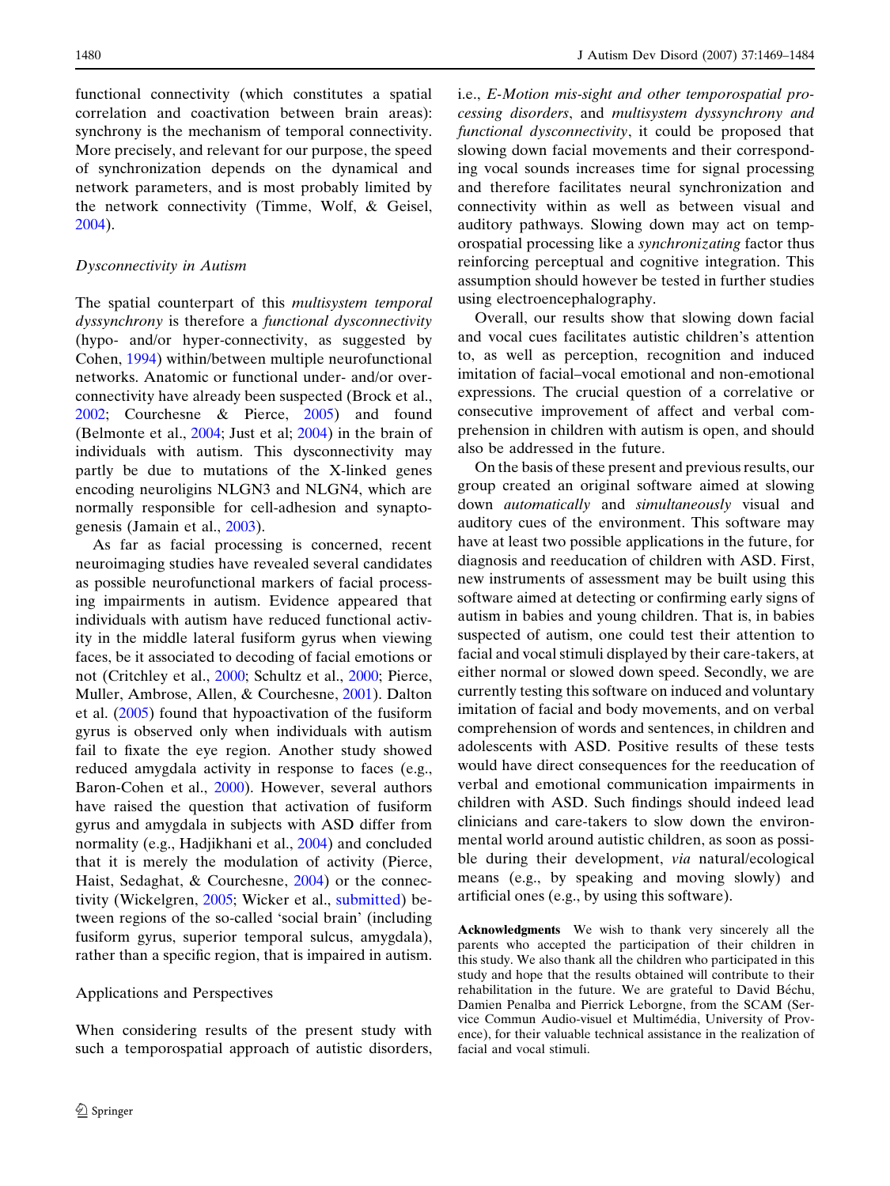functional connectivity (which constitutes a spatial correlation and coactivation between brain areas): synchrony is the mechanism of temporal connectivity. More precisely, and relevant for our purpose, the speed of synchronization depends on the dynamical and network parameters, and is most probably limited by the network connectivity (Timme, Wolf, & Geisel, 2004).

### Dysconnectivity in Autism

The spatial counterpart of this *multisystem temporal dyssynchrony* is therefore a *functional dysconnectivity* (hypo- and/or hyper-connectivity, as suggested by Cohen, 1994) within/between multiple neurofunctional networks. Anatomic or functional under- and/or over-connectivity have already been suspected (Brock et al., 2002; Courchesne & Pierce, 2005) and found (Belmonte et al., 2004; Just et al; 2004) in the brain of individuals with autism. This dysconnectivity may partly be due to mutations of the X-linked genes encoding neuroligins NLGN3 and NLGN4, which are normally responsible for cell-adhesion and synaptogenesis (Jamain et al., 2003).

As far as facial processing is concerned, recent neuroimaging studies have revealed several candidates as possible neurofunctional markers of facial processing impairments in autism. Evidence appeared that individuals with autism have reduced functional activity in the middle lateral fusiform gyrus when viewing faces, be it associated to decoding of facial emotions or not (Critchley et al., 2000; Schultz et al., 2000; Pierce, Muller, Ambrose, Allen, & Courchesne, 2001). Dalton et al. (2005) found that hypoactivation of the fusiform gyrus is observed only when individuals with autism fail to fixate the eye region. Another study showed reduced amygdala activity in response to faces (e.g., Baron-Cohen et al., 2000). However, several authors have raised the question that activation of fusiform gyrus and amygdala in subjects with ASD differ from normality (e.g., Hadjikhani et al., 2004) and concluded that it is merely the modulation of activity (Pierce, Haist, Sedaghat, & Courchesne, 2004) or the connectivity (Wickelgren, 2005; Wicker et al., submitted) between regions of the so-called 'social brain' (including fusiform gyrus, superior temporal sulcus, amygdala), rather than a specific region, that is impaired in autism.

### Applications and Perspectives

When considering results of the present study with such a temporospatial approach of autistic disorders, i.e., *E-Motion mis-sight and other temporospatial processing disorders*, and *multisystem dyssynchrony and functional dysconnectivity*, it could be proposed that slowing down facial movements and their corresponding vocal sounds increases time for signal processing and therefore facilitates neural synchronization and connectivity within as well as between visual and auditory pathways. Slowing down may act on temporospatial processing like a *synchronizating* factor thus reinforcing perceptual and cognitive integration. This assumption should however be tested in further studies using electroencephalography.

Overall, our results show that slowing down facial and vocal cues facilitates autistic children's attention to, as well as perception, recognition and induced imitation of facial–vocal emotional and non-emotional expressions. The crucial question of a correlative or consecutive improvement of affect and verbal comprehension in children with autism is open, and should also be addressed in the future.

On the basis of these present and previous results, our group created an original software aimed at slowing down *automatically* and *simultaneously* visual and auditory cues of the environment. This software may have at least two possible applications in the future, for diagnosis and reeducation of children with ASD. First, new instruments of assessment may be built using this software aimed at detecting or confirming early signs of autism in babies and young children. That is, in babies suspected of autism, one could test their attention to facial and vocal stimuli displayed by their care-takers, at either normal or slowed down speed. Secondly, we are currently testing this software on induced and voluntary imitation of facial and body movements, and on verbal comprehension of words and sentences, in children and adolescents with ASD. Positive results of these tests would have direct consequences for the reeducation of verbal and emotional communication impairments in children with ASD. Such findings should indeed lead clinicians and care-takers to slow down the environmental world around autistic children, as soon as possible during their development, *via* natural/ecological means (e.g., by speaking and moving slowly) and artificial ones (e.g., by using this software).

**Acknowledgments** We wish to thank very sincerely all the parents who accepted the participation of their children in this study. We also thank all the children who participated in this study and hope that the results obtained will contribute to their rehabilitation in the future. We are grateful to David Béchu, Damien Penalba and Pierrick Leborgne, from the SCAM (Service Commun Audio-visuel et Multimédia, University of Provence), for their valuable technical assistance in the realization of facial and vocal stimuli.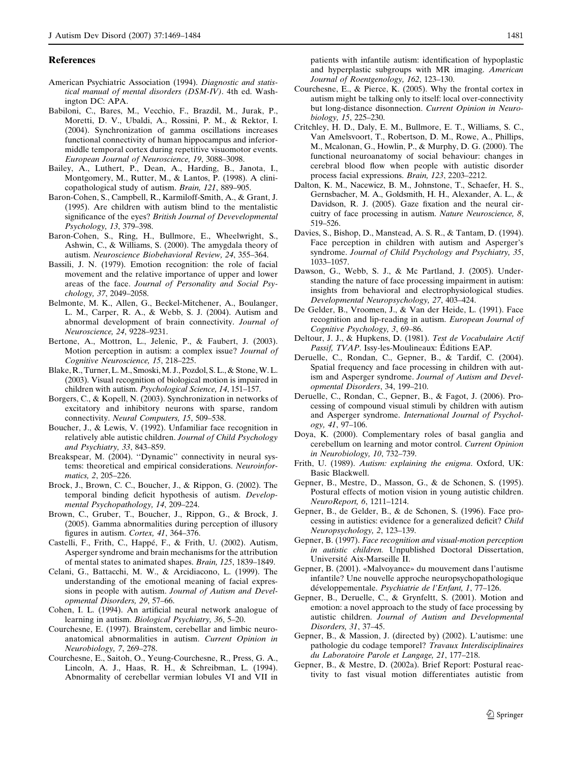## References

American Psychiatric Association (1994). *Diagnostic and statistical manual of mental disorders (DSM-IV)*. 4th ed. Washington DC: APA.

Babiloni, C., Bares, M., Vecchio, F., Brazdil, M., Jurak, P., Moretti, D. V., Ubaldi, A., Rossini, P. M., & Rektor, I. (2004). Synchronization of gamma oscillations increases functional connectivity of human hippocampus and inferior-middle temporal cortex during repetitive visuomotor events. *European Journal of Neuroscience, 19*, 3088–3098.

Bailey, A., Luthert, P., Dean, A., Harding, B., Janota, I., Montgomery, M., Rutter, M., & Lantos, P. (1998). A clinicopathological study of autism. *Brain, 121*, 889–905.

Baron-Cohen, S., Campbell, R., Karmiloff-Smith, A., & Grant, J. (1995). Are children with autism blind to the mentalistic significance of the eyes? *British Journal of Devevelopmental Psychology, 13*, 379–398.

Baron-Cohen, S., Ring, H., Bullmore, E., Wheelwright, S., Ashwin, C., & Williams, S. (2000). The amygdala theory of autism. *Neuroscience Biobehavioral Review, 24*, 355–364.

Bassili, J. N. (1979). Emotion recognition: the role of facial movement and the relative importance of upper and lower areas of the face. *Journal of Personality and Social Psychology, 37*, 2049–2058.

Belmonte, M. K., Allen, G., Beckel-Mitchener, A., Boulanger, L. M., Carper, R. A., & Webb, S. J. (2004). Autism and abnormal development of brain connectivity. *Journal of Neuroscience, 24*, 9228–9231.

Bertone, A., Mottron, L., Jelenic, P., & Faubert, J. (2003). Motion perception in autism: a complex issue? *Journal of Cognitive Neuroscience, 15*, 218–225.

Blake, R., Turner, L. M., Smoski, M. J., Pozdol, S. L., & Stone, W. L. (2003). Visual recognition of biological motion is impaired in children with autism. *Psychological Science, 14*, 151–157.

Borgers, C., & Kopell, N. (2003). Synchronization in networks of excitatory and inhibitory neurons with sparse, random connectivity. *Neural Computers, 15*, 509–538.

Boucher, J., & Lewis, V. (1992). Unfamiliar face recognition in relatively able autistic children. *Journal of Child Psychology and Psychiatry, 33*, 843–859.

Breakspear, M. (2004). ''Dynamic'' connectivity in neural systems: theoretical and empirical considerations. *Neuroinformatics, 2*, 205–226.

Brock, J., Brown, C. C., Boucher, J., & Rippon, G. (2002). The temporal binding deficit hypothesis of autism. *Developmental Psychopathology, 14*, 209–224.

Brown, C., Gruber, T., Boucher, J., Rippon, G., & Brock, J. (2005). Gamma abnormalities during perception of illusory figures in autism. *Cortex, 41*, 364–376.

Castelli, F., Frith, C., Happé, F., & Frith, U. (2002). Autism, Asperger syndrome and brain mechanisms for the attribution of mental states to animated shapes. *Brain, 125*, 1839–1849.

Celani, G., Battacchi, M. W., & Arcidiacono, L. (1999). The understanding of the emotional meaning of facial expressions in people with autism. *Journal of Autism and Developmental Disorders, 29*, 57–66.

Cohen, I. L. (1994). An artificial neural network analogue of learning in autism. *Biological Psychiatry, 36*, 5–20.

Courchesne, E. (1997). Brainstem, cerebellar and limbic neuroanatomical abnormalities in autism. *Current Opinion in Neurobiology, 7*, 269–278.

Courchesne, E., Saitoh, O., Yeung-Courchesne, R., Press, G. A., Lincoln, A. J., Haas, R. H., & Schreibman, L. (1994). Abnormality of cerebellar vermian lobules VI and VII in patients with infantile autism: identification of hypoplastic and hyperplastic subgroups with MR imaging. *American Journal of Roentgenology, 162*, 123–130.

Courchesne, E., & Pierce, K. (2005). Why the frontal cortex in autism might be talking only to itself: local over-connectivity but long-distance disonnection. *Current Opinion in Neurobiology, 15*, 225–230.

Critchley, H. D., Daly, E. M., Bullmore, E. T., Williams, S. C., Van Amelsvoort, T., Robertson, D. M., Rowe, A., Phillips, M., Mcalonan, G., Howlin, P., & Murphy, D. G. (2000). The functional neuroanatomy of social behaviour: changes in cerebral blood flow when people with autistic disorder process facial expressions. *Brain, 123*, 2203–2212.

Dalton, K. M., Nacewicz, B. M., Johnstone, T., Schaefer, H. S., Gernsbacher, M. A., Goldsmith, H. H., Alexander, A. L., & Davidson, R. J. (2005). Gaze fixation and the neural circuitry of face processing in autism. *Nature Neuroscience, 8*, 519–526.

Davies, S., Bishop, D., Manstead, A. S. R., & Tantam, D. (1994). Face perception in children with autism and Asperger's syndrome. *Journal of Child Psychology and Psychiatry, 35*, 1033–1057.

Dawson, G., Webb, S. J., & Mc Partland, J. (2005). Understanding the nature of face processing impairment in autism: insights from behavioral and electrophysiological studies. *Developmental Neuropsychology, 27*, 403–424.

De Gelder, B., Vroomen, J., & Van der Heide, L. (1991). Face recognition and lip-reading in autism. *European Journal of Cognitive Psychology, 3*, 69–86.

Deltour, J. J., & Hupkens, D. (1981). *Test de Vocabulaire Actif Passif, TVAP*. Issy-les-Moulineaux: Éditions EAP.

Deruelle, C., Rondan, C., Gepner, B., & Tardif, C. (2004). Spatial frequency and face processing in children with autism and Asperger syndrome. *Journal of Autism and Developmental Disorders*, 34, 199–210.

Deruelle, C., Rondan, C., Gepner, B., & Fagot, J. (2006). Processing of compound visual stimuli by children with autism and Asperger syndrome. *International Journal of Psychology, 41*, 97–106.

Doya, K. (2000). Complementary roles of basal ganglia and cerebellum on learning and motor control. *Current Opinion in Neurobiology, 10*, 732–739.

Frith, U. (1989). *Autism: explaining the enigma*. Oxford, UK: Basic Blackwell.

Gepner, B., Mestre, D., Masson, G., & de Schonen, S. (1995). Postural effects of motion vision in young autistic children. *NeuroReport, 6*, 1211–1214.

Gepner, B., de Gelder, B., & de Schonen, S. (1996). Face processing in autistics: evidence for a generalized deficit? *Child Neuropsychology, 2*, 123–139.

Gepner, B. (1997). *Face recognition and visual-motion perception in autistic children.* Unpublished Doctoral Dissertation, Université Aix-Marseille II.

Gepner, B. (2001). «Malvoyance» du mouvement dans l'autisme infantile? Une nouvelle approche neuropsychopathologique développementale. *Psychiatrie de l'Enfant, 1*, 77–126.

Gepner, B., Deruelle, C., & Grynfeltt, S. (2001). Motion and emotion: a novel approach to the study of face processing by autistic children. *Journal of Autism and Developmental Disorders, 31*, 37–45.

Gepner, B., & Massion, J. (directed by) (2002). L'autisme: une pathologie du codage temporel? *Travaux Interdisciplinaires du Laboratoire Parole et Langage, 21*, 177–218.

Gepner, B., & Mestre, D. (2002a). Brief Report: Postural reactivity to fast visual motion differentiates autistic from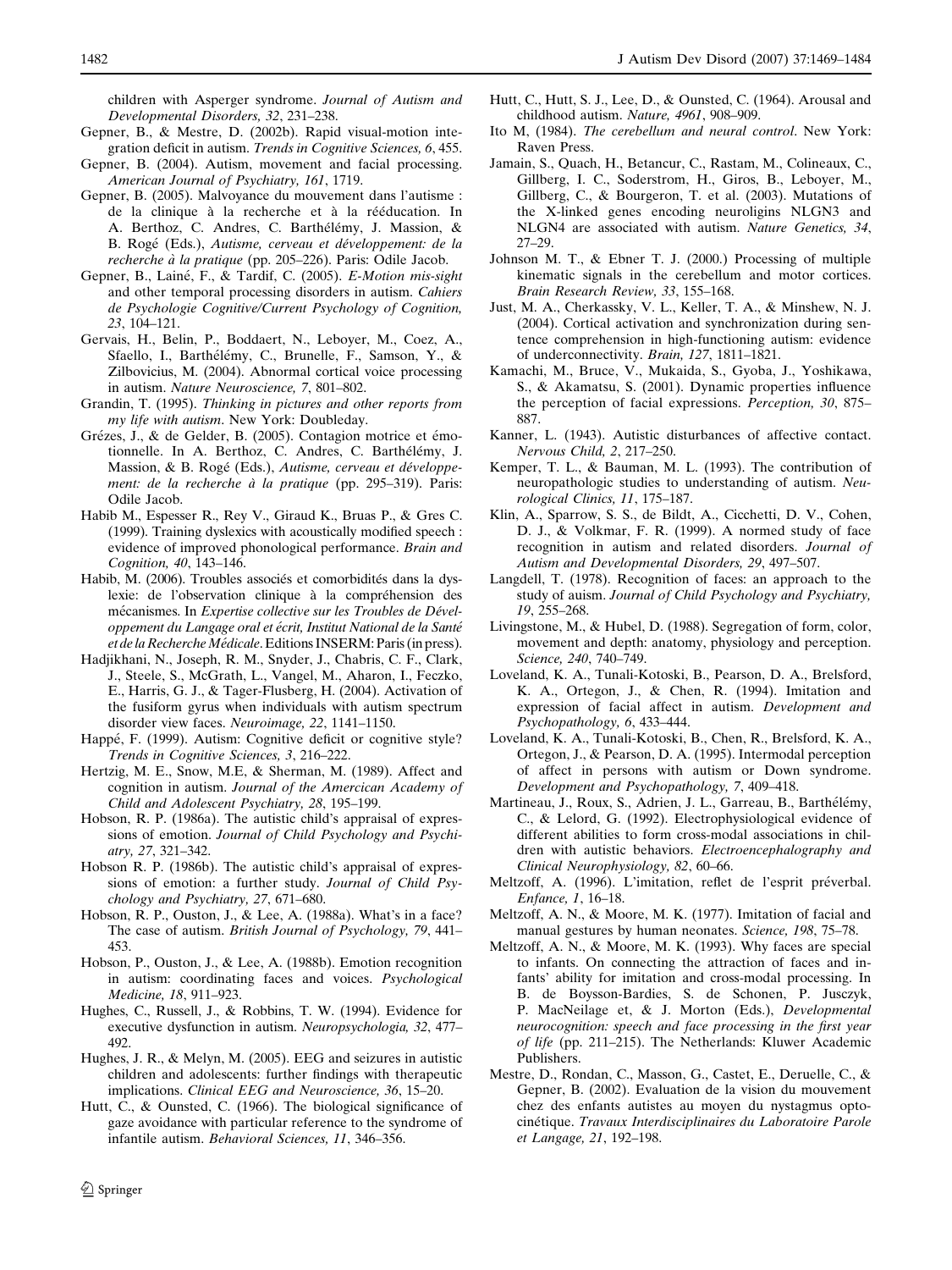children with Asperger syndrome. *Journal of Autism and Developmental Disorders, 32*, 231–238.

Gepner, B., & Mestre, D. (2002b). Rapid visual-motion integration deficit in autism. *Trends in Cognitive Sciences, 6*, 455.

Gepner, B. (2004). Autism, movement and facial processing. *American Journal of Psychiatry, 161*, 1719.

Gepner, B. (2005). Malvoyance du mouvement dans l'autisme : de la clinique à la recherche et à la rééducation. In A. Berthoz, C. Andres, C. Barthélémy, J. Massion, & B. Rogé (Eds.), *Autisme, cerveau et développement: de la recherche à la pratique* (pp. 205–226). Paris: Odile Jacob.

Gepner, B., Lainé, F., & Tardif, C. (2005). *E-Motion mis-sight* and other temporal processing disorders in autism. *Cahiers de Psychologie Cognitive/Current Psychology of Cognition, 23*, 104–121.

Gervais, H., Belin, P., Boddaert, N., Leboyer, M., Coez, A., Sfaello, I., Barthélémy, C., Brunelle, F., Samson, Y., & Zilbovicius, M. (2004). Abnormal cortical voice processing in autism. *Nature Neuroscience, 7*, 801–802.

Grandin, T. (1995). *Thinking in pictures and other reports from my life with autism*. New York: Doubleday.

Grézes, J., & de Gelder, B. (2005). Contagion motrice et émotionnelle. In A. Berthoz, C. Andres, C. Barthélémy, J. Massion, & B. Rogé (Eds.), *Autisme, cerveau et développement: de la recherche à la pratique* (pp. 295–319). Paris: Odile Jacob.

Habib M., Espesser R., Rey V., Giraud K., Bruas P., & Gres C. (1999). Training dyslexics with acoustically modified speech : evidence of improved phonological performance. *Brain and Cognition, 40*, 143–146.

Habib, M. (2006). Troubles associés et comorbidités dans la dyslexie: de l'observation clinique à la compréhension des mécanismes. In *Expertise collective sur les Troubles de Développement du Langage oral et écrit, Institut National de la Santé et de la Recherche Médicale*. Editions INSERM: Paris (in press).

Hadjikhani, N., Joseph, R. M., Snyder, J., Chabris, C. F., Clark, J., Steele, S., McGrath, L., Vangel, M., Aharon, I., Feczko, E., Harris, G. J., & Tager-Flusberg, H. (2004). Activation of the fusiform gyrus when individuals with autism spectrum disorder view faces. *Neuroimage, 22*, 1141–1150.

Happé, F. (1999). Autism: Cognitive deficit or cognitive style? *Trends in Cognitive Sciences, 3*, 216–222.

Hertzig, M. E., Snow, M.E, & Sherman, M. (1989). Affect and cognition in autism. *Journal of the American Academy of Child and Adolescent Psychiatry, 28*, 195–199.

Hobson, R. P. (1986a). The autistic child's appraisal of expressions of emotion. *Journal of Child Psychology and Psychiatry, 27*, 321–342.

Hobson R. P. (1986b). The autistic child's appraisal of expressions of emotion: a further study. *Journal of Child Psychology and Psychiatry, 27*, 671–680.

Hobson, R. P., Ouston, J., & Lee, A. (1988a). What's in a face? The case of autism. *British Journal of Psychology, 79*, 441–453.

Hobson, P., Ouston, J., & Lee, A. (1988b). Emotion recognition in autism: coordinating faces and voices. *Psychological Medicine, 18*, 911–923.

Hughes, C., Russell, J., & Robbins, T. W. (1994). Evidence for executive dysfunction in autism. *Neuropsychologia, 32*, 477–492.

Hughes, J. R., & Melyn, M. (2005). EEG and seizures in autistic children and adolescents: further findings with therapeutic implications. *Clinical EEG and Neuroscience, 36*, 15–20.

Hutt, C., & Ounsted, C. (1966). The biological significance of gaze avoidance with particular reference to the syndrome of infantile autism. *Behavioral Sciences, 11*, 346–356.

Hutt, C., Hutt, S. J., Lee, D., & Ounsted, C. (1964). Arousal and childhood autism. *Nature, 4961*, 908–909.

Ito M, (1984). *The cerebellum and neural control*. New York: Raven Press.

Jamain, S., Quach, H., Betancur, C., Rastam, M., Colineaux, C., Gillberg, I. C., Soderstrom, H., Giros, B., Leboyer, M., Gillberg, C., & Bourgeron, T. et al. (2003). Mutations of the X-linked genes encoding neuroligins NLGN3 and NLGN4 are associated with autism. *Nature Genetics, 34*, 27–29.

Johnson M. T., & Ebner T. J. (2000.) Processing of multiple kinematic signals in the cerebellum and motor cortices. *Brain Research Review, 33*, 155–168.

Just, M. A., Cherkassky, V. L., Keller, T. A., & Minshew, N. J. (2004). Cortical activation and synchronization during sentence comprehension in high-functioning autism: evidence of underconnectivity. *Brain, 127*, 1811–1821.

Kamachi, M., Bruce, V., Mukaida, S., Gyoba, J., Yoshikawa, S., & Akamatsu, S. (2001). Dynamic properties influence the perception of facial expressions. *Perception, 30*, 875–887.

Kanner, L. (1943). Autistic disturbances of affective contact. *Nervous Child, 2*, 217–250.

Kemper, T. L., & Bauman, M. L. (1993). The contribution of neuropathologic studies to understanding of autism. *Neurological Clinics, 11*, 175–187.

Klin, A., Sparrow, S. S., de Bildt, A., Cicchetti, D. V., Cohen, D. J., & Volkmar, F. R. (1999). A normed study of face recognition in autism and related disorders. *Journal of Autism and Developmental Disorders, 29*, 497–507.

Langdell, T. (1978). Recognition of faces: an approach to the study of auism. *Journal of Child Psychology and Psychiatry, 19*, 255–268.

Livingstone, M., & Hubel, D. (1988). Segregation of form, color, movement and depth: anatomy, physiology and perception. *Science, 240*, 740–749.

Loveland, K. A., Tunali-Kotoski, B., Pearson, D. A., Brelsford, K. A., Ortegon, J., & Chen, R. (1994). Imitation and expression of facial affect in autism. *Development and Psychopathology, 6*, 433–444.

Loveland, K. A., Tunali-Kotoski, B., Chen, R., Brelsford, K. A., Ortegon, J., & Pearson, D. A. (1995). Intermodal perception of affect in persons with autism or Down syndrome. *Development and Psychopathology, 7*, 409–418.

Martineau, J., Roux, S., Adrien, J. L., Garreau, B., Barthélémy, C., & Lelord, G. (1992). Electrophysiological evidence of different abilities to form cross-modal associations in children with autistic behaviors. *Electroencephalography and Clinical Neurophysiology, 82*, 60–66.

Meltzoff, A. (1996). L'imitation, reflet de l'esprit préverbal. *Enfance, 1*, 16–18.

Meltzoff, A. N., & Moore, M. K. (1977). Imitation of facial and manual gestures by human neonates. *Science, 198*, 75–78.

Meltzoff, A. N., & Moore, M. K. (1993). Why faces are special to infants. On connecting the attraction of faces and infants' ability for imitation and cross-modal processing. In B. de Boysson-Bardies, S. de Schonen, P. Jusczyk, P. MacNeilage et, & J. Morton (Eds.), *Developmental neurocognition: speech and face processing in the first year of life* (pp. 211–215). The Netherlands: Kluwer Academic Publishers.

Mestre, D., Rondan, C., Masson, G., Castet, E., Deruelle, C., & Gepner, B. (2002). Evaluation de la vision du mouvement chez des enfants autistes au moyen du nystagmus optocinétique. *Travaux Interdisciplinaires du Laboratoire Parole et Langage, 21*, 192–198.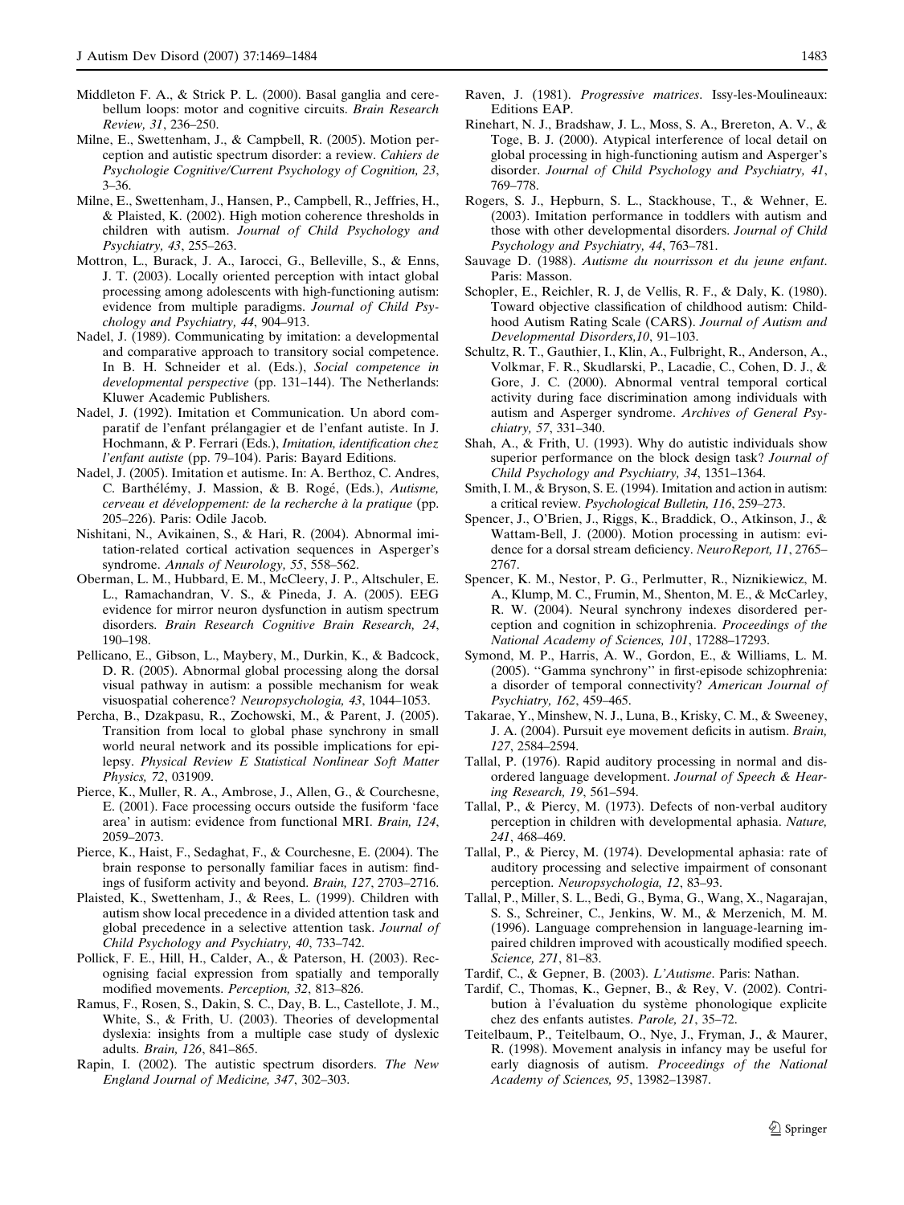Middleton F. A., & Strick P. L. (2000). Basal ganglia and cerebellum loops: motor and cognitive circuits. *Brain Research Review, 31*, 236–250.

Milne, E., Swettenham, J., & Campbell, R. (2005). Motion perception and autistic spectrum disorder: a review. *Cahiers de Psychologie Cognitive/Current Psychology of Cognition, 23*, 3–36.

Milne, E., Swettenham, J., Hansen, P., Campbell, R., Jeffries, H., & Plaisted, K. (2002). High motion coherence thresholds in children with autism. *Journal of Child Psychology and Psychiatry, 43*, 255–263.

Mottron, L., Burack, J. A., Iarocci, G., Belleville, S., & Enns, J. T. (2003). Locally oriented perception with intact global processing among adolescents with high-functioning autism: evidence from multiple paradigms. *Journal of Child Psychology and Psychiatry, 44*, 904–913.

Nadel, J. (1989). Communicating by imitation: a developmental and comparative approach to transitory social competence. In B. H. Schneider et al. (Eds.), *Social competence in developmental perspective* (pp. 131–144). The Netherlands: Kluwer Academic Publishers.

Nadel, J. (1992). Imitation et Communication. Un abord comparatif de l'enfant prélangagier et de l'enfant autiste. In J. Hochmann, & P. Ferrari (Eds.), *Imitation, identification chez l'enfant autiste* (pp. 79–104). Paris: Bayard Editions.

Nadel, J. (2005). Imitation et autisme. In: A. Berthoz, C. Andres, C. Barthélémy, J. Massion, & B. Rogé, (Eds.), *Autisme, cerveau et développement: de la recherche à la pratique* (pp. 205–226). Paris: Odile Jacob.

Nishitani, N., Avikainen, S., & Hari, R. (2004). Abnormal imitation-related cortical activation sequences in Asperger's syndrome. *Annals of Neurology, 55*, 558–562.

Oberman, L. M., Hubbard, E. M., McCleery, J. P., Altschuler, E. L., Ramachandran, V. S., & Pineda, J. A. (2005). EEG evidence for mirror neuron dysfunction in autism spectrum disorders. *Brain Research Cognitive Brain Research, 24*, 190–198.

Pellicano, E., Gibson, L., Maybery, M., Durkin, K., & Badcock, D. R. (2005). Abnormal global processing along the dorsal visual pathway in autism: a possible mechanism for weak visuospatial coherence? *Neuropsychologia, 43*, 1044–1053.

Percha, B., Dzakpasu, R., Zochowski, M., & Parent, J. (2005). Transition from local to global phase synchrony in small world neural network and its possible implications for epilepsy. *Physical Review E Statistical Nonlinear Soft Matter Physics, 72*, 031909.

Pierce, K., Muller, R. A., Ambrose, J., Allen, G., & Courchesne, E. (2001). Face processing occurs outside the fusiform 'face area' in autism: evidence from functional MRI. *Brain, 124*, 2059–2073.

Pierce, K., Haist, F., Sedaghat, F., & Courchesne, E. (2004). The brain response to personally familiar faces in autism: findings of fusiform activity and beyond. *Brain, 127*, 2703–2716.

Plaisted, K., Swettenham, J., & Rees, L. (1999). Children with autism show local precedence in a divided attention task and global precedence in a selective attention task. *Journal of Child Psychology and Psychiatry, 40*, 733–742.

Pollick, F. E., Hill, H., Calder, A., & Paterson, H. (2003). Recognising facial expression from spatially and temporally modified movements. *Perception, 32*, 813–826.

Ramus, F., Rosen, S., Dakin, S. C., Day, B. L., Castellote, J. M., White, S., & Frith, U. (2003). Theories of developmental dyslexia: insights from a multiple case study of dyslexic adults. *Brain, 126*, 841–865.

Rapin, I. (2002). The autistic spectrum disorders. *The New England Journal of Medicine, 347*, 302–303.

Raven, J. (1981). *Progressive matrices*. Issy-les-Moulineaux: Editions EAP.

Rinehart, N. J., Bradshaw, J. L., Moss, S. A., Brereton, A. V., & Toge, B. J. (2000). Atypical interference of local detail on global processing in high-functioning autism and Asperger's disorder. *Journal of Child Psychology and Psychiatry, 41*, 769–778.

Rogers, S. J., Hepburn, S. L., Stackhouse, T., & Wehner, E. (2003). Imitation performance in toddlers with autism and those with other developmental disorders. *Journal of Child Psychology and Psychiatry, 44*, 763–781.

Sauvage D. (1988). *Autisme du nourrisson et du jeune enfant*. Paris: Masson.

Schopler, E., Reichler, R. J, de Vellis, R. F., & Daly, K. (1980). Toward objective classification of childhood autism: Childhood Autism Rating Scale (CARS). *Journal of Autism and Developmental Disorders,10*, 91–103.

Schultz, R. T., Gauthier, I., Klin, A., Fulbright, R., Anderson, A., Volkmar, F. R., Skudlarski, P., Lacadie, C., Cohen, D. J., & Gore, J. C. (2000). Abnormal ventral temporal cortical activity during face discrimination among individuals with autism and Asperger syndrome. *Archives of General Psychiatry, 57*, 331–340.

Shah, A., & Frith, U. (1993). Why do autistic individuals show superior performance on the block design task? *Journal of Child Psychology and Psychiatry, 34*, 1351–1364.

Smith, I. M., & Bryson, S. E. (1994). Imitation and action in autism: a critical review. *Psychological Bulletin, 116*, 259–273.

Spencer, J., O'Brien, J., Riggs, K., Braddick, O., Atkinson, J., & Wattam-Bell, J. (2000). Motion processing in autism: evidence for a dorsal stream deficiency. *NeuroReport, 11*, 2765–2767.

Spencer, K. M., Nestor, P. G., Perlmutter, R., Niznikiewicz, M. A., Klump, M. C., Frumin, M., Shenton, M. E., & McCarley, R. W. (2004). Neural synchrony indexes disordered perception and cognition in schizophrenia. *Proceedings of the National Academy of Sciences, 101*, 17288–17293.

Symond, M. P., Harris, A. W., Gordon, E., & Williams, L. M. (2005). ''Gamma synchrony'' in first-episode schizophrenia: a disorder of temporal connectivity? *American Journal of Psychiatry, 162*, 459–465.

Takarae, Y., Minshew, N. J., Luna, B., Krisky, C. M., & Sweeney, J. A. (2004). Pursuit eye movement deficits in autism. *Brain, 127*, 2584–2594.

Tallal, P. (1976). Rapid auditory processing in normal and disordered language development. *Journal of Speech & Hearing Research, 19*, 561–594.

Tallal, P., & Piercy, M. (1973). Defects of non-verbal auditory perception in children with developmental aphasia. *Nature, 241*, 468–469.

Tallal, P., & Piercy, M. (1974). Developmental aphasia: rate of auditory processing and selective impairment of consonant perception. *Neuropsychologia, 12*, 83–93.

Tallal, P., Miller, S. L., Bedi, G., Byma, G., Wang, X., Nagarajan, S. S., Schreiner, C., Jenkins, W. M., & Merzenich, M. M. (1996). Language comprehension in language-learning impaired children improved with acoustically modified speech. *Science, 271*, 81–83.

Tardif, C., & Gepner, B. (2003). *L'Autisme*. Paris: Nathan.

Tardif, C., Thomas, K., Gepner, B., & Rey, V. (2002). Contribution à l'évaluation du système phonologique explicite chez des enfants autistes. *Parole, 21*, 35–72.

Teitelbaum, P., Teitelbaum, O., Nye, J., Fryman, J., & Maurer, R. (1998). Movement analysis in infancy may be useful for early diagnosis of autism. *Proceedings of the National Academy of Sciences, 95*, 13982–13987.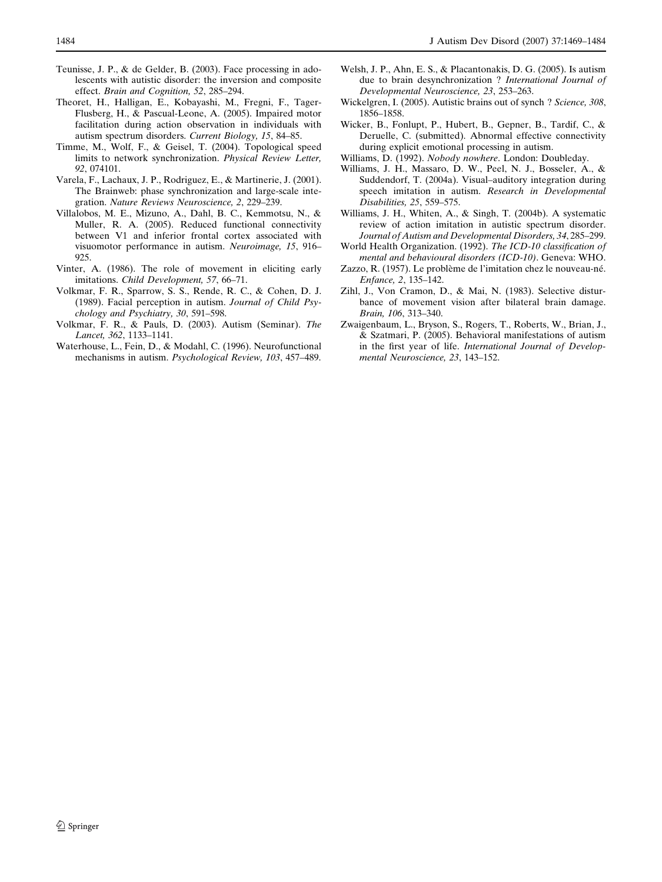Teunisse, J. P., & de Gelder, B. (2003). Face processing in adolescents with autistic disorder: the inversion and composite effect. *Brain and Cognition, 52*, 285–294.

Theoret, H., Halligan, E., Kobayashi, M., Fregni, F., Tager-Flusberg, H., & Pascual-Leone, A. (2005). Impaired motor facilitation during action observation in individuals with autism spectrum disorders. *Current Biology, 15*, 84–85.

Timme, M., Wolf, F., & Geisel, T. (2004). Topological speed limits to network synchronization. *Physical Review Letter, 92*, 074101.

Varela, F., Lachaux, J. P., Rodriguez, E., & Martinerie, J. (2001). The Brainweb: phase synchronization and large-scale integration. *Nature Reviews Neuroscience, 2*, 229–239.

Villalobos, M. E., Mizuno, A., Dahl, B. C., Kemmotsu, N., & Muller, R. A. (2005). Reduced functional connectivity between V1 and inferior frontal cortex associated with visuomotor performance in autism. *Neuroimage, 15*, 916–925.

Vinter, A. (1986). The role of movement in eliciting early imitations. *Child Development, 57*, 66–71.

Volkmar, F. R., Sparrow, S. S., Rende, R. C., & Cohen, D. J. (1989). Facial perception in autism. *Journal of Child Psychology and Psychiatry, 30*, 591–598.

Volkmar, F. R., & Pauls, D. (2003). Autism (Seminar). *The Lancet, 362*, 1133–1141.

Waterhouse, L., Fein, D., & Modahl, C. (1996). Neurofunctional mechanisms in autism. *Psychological Review, 103*, 457–489.

Welsh, J. P., Ahn, E. S., & Placantonakis, D. G. (2005). Is autism due to brain desynchronization ? *International Journal of Developmental Neuroscience, 23*, 253–263.

Wickelgren, I. (2005). Autistic brains out of synch ? *Science, 308*, 1856–1858.

Wicker, B., Fonlupt, P., Hubert, B., Gepner, B., Tardif, C., & Deruelle, C. (submitted). Abnormal effective connectivity during explicit emotional processing in autism.

Williams, D. (1992). *Nobody nowhere*. London: Doubleday.

Williams, J. H., Massaro, D. W., Peel, N. J., Bosseler, A., & Suddendorf, T. (2004a). Visual–auditory integration during speech imitation in autism. *Research in Developmental Disabilities, 25*, 559–575.

Williams, J. H., Whiten, A., & Singh, T. (2004b). A systematic review of action imitation in autistic spectrum disorder. *Journal of Autism and Developmental Disorders, 34*, 285–299.

World Health Organization. (1992). *The ICD-10 classification of mental and behavioural disorders (ICD-10)*. Geneva: WHO.

Zazzo, R. (1957). Le problème de l'imitation chez le nouveau-né. *Enfance, 2*, 135–142.

Zihl, J., Von Cramon, D., & Mai, N. (1983). Selective disturbance of movement vision after bilateral brain damage. *Brain, 106*, 313–340.

Zwaigenbaum, L., Bryson, S., Rogers, T., Roberts, W., Brian, J., & Szatmari, P. (2005). Behavioral manifestations of autism in the first year of life. *International Journal of Developmental Neuroscience, 23*, 143–152.